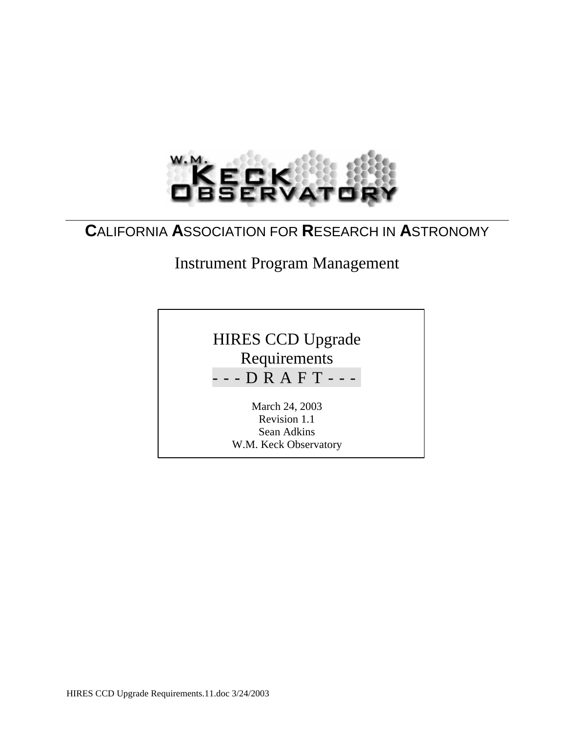W.M. KECK OBSERVATORY

# CALIFORNIA ASSOCIATION FOR RESEARCH IN ASTRONOMY

## Instrument Program Management

HIRES CCD Upgrade Requirements

- - - D R A F T - - -

March 24, 2003

Revision 1.1

Sean Adkins

W.M. Keck Observatory

HIRES CCD Upgrade Requirements.11.doc 3/24/2003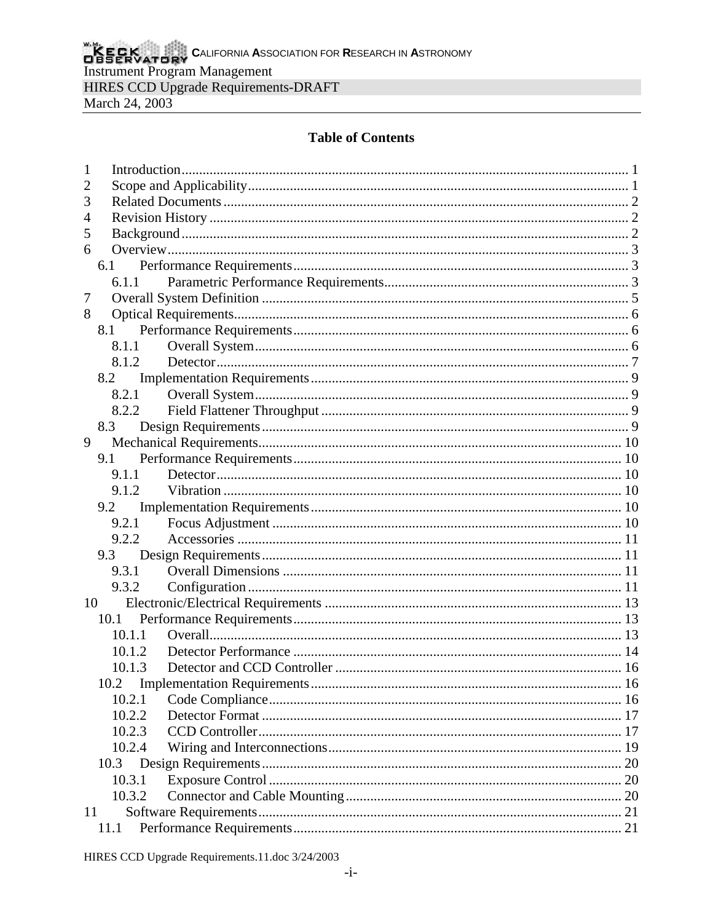**Table of Contents**

1 Introduction ... 1
2 Scope and Applicability ... 1
3 Related Documents ... 2
4 Revision History ... 2
5 Background ... 2
6 Overview ... 3
  6.1 Performance Requirements ... 3
    6.1.1 Parametric Performance Requirements ... 3
7 Overall System Definition ... 5
8 Optical Requirements ... 6
  8.1 Performance Requirements ... 6
    8.1.1 Overall System ... 6
    8.1.2 Detector ... 7
  8.2 Implementation Requirements ... 9
    8.2.1 Overall System ... 9
    8.2.2 Field Flattener Throughput ... 9
  8.3 Design Requirements ... 9
9 Mechanical Requirements ... 10
  9.1 Performance Requirements ... 10
    9.1.1 Detector ... 10
    9.1.2 Vibration ... 10
  9.2 Implementation Requirements ... 10
    9.2.1 Focus Adjustment ... 10
    9.2.2 Accessories ... 11
  9.3 Design Requirements ... 11
    9.3.1 Overall Dimensions ... 11
    9.3.2 Configuration ... 11
10 Electronic/Electrical Requirements ... 13
  10.1 Performance Requirements ... 13
    10.1.1 Overall ... 13
    10.1.2 Detector Performance ... 14
    10.1.3 Detector and CCD Controller ... 16
  10.2 Implementation Requirements ... 16
    10.2.1 Code Compliance ... 16
    10.2.2 Detector Format ... 17
    10.2.3 CCD Controller ... 17
    10.2.4 Wiring and Interconnections ... 19
  10.3 Design Requirements ... 20
    10.3.1 Exposure Control ... 20
    10.3.2 Connector and Cable Mounting ... 20
11 Software Requirements ... 21
  11.1 Performance Requirements ... 21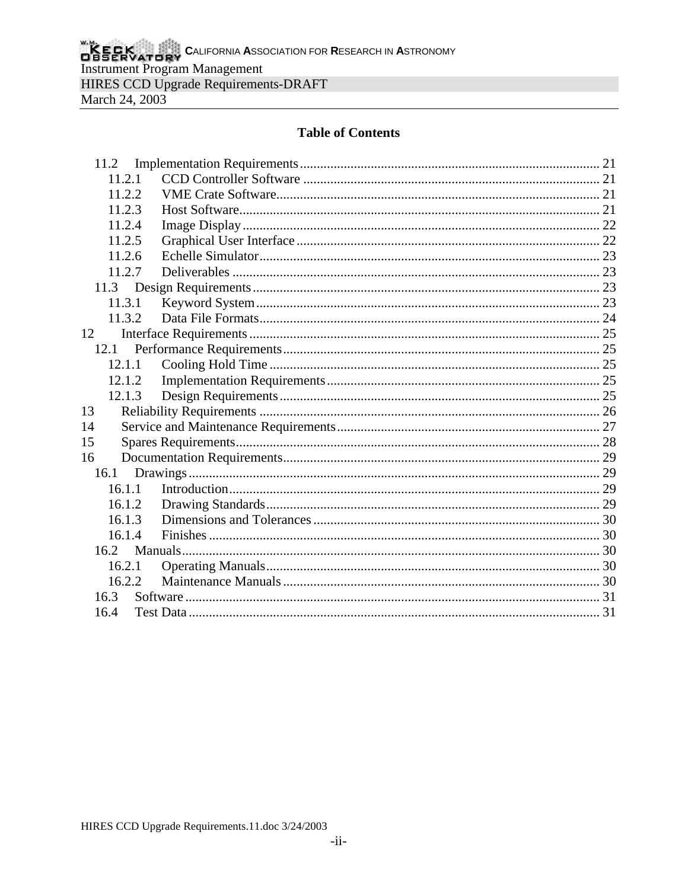**Table of Contents**

- 11.2 Implementation Requirements ........ 21
  - 11.2.1 CCD Controller Software ........ 21
  - 11.2.2 VME Crate Software ........ 21
  - 11.2.3 Host Software ........ 21
  - 11.2.4 Image Display ........ 22
  - 11.2.5 Graphical User Interface ........ 22
  - 11.2.6 Echelle Simulator ........ 23
  - 11.2.7 Deliverables ........ 23
- 11.3 Design Requirements ........ 23
  - 11.3.1 Keyword System ........ 23
  - 11.3.2 Data File Formats ........ 24
- 12 Interface Requirements ........ 25
  - 12.1 Performance Requirements ........ 25
    - 12.1.1 Cooling Hold Time ........ 25
    - 12.1.2 Implementation Requirements ........ 25
    - 12.1.3 Design Requirements ........ 25
- 13 Reliability Requirements ........ 26
- 14 Service and Maintenance Requirements ........ 27
- 15 Spares Requirements ........ 28
- 16 Documentation Requirements ........ 29
  - 16.1 Drawings ........ 29
    - 16.1.1 Introduction ........ 29
    - 16.1.2 Drawing Standards ........ 29
    - 16.1.3 Dimensions and Tolerances ........ 30
    - 16.1.4 Finishes ........ 30
  - 16.2 Manuals ........ 30
    - 16.2.1 Operating Manuals ........ 30
    - 16.2.2 Maintenance Manuals ........ 30
  - 16.3 Software ........ 31
  - 16.4 Test Data ........ 31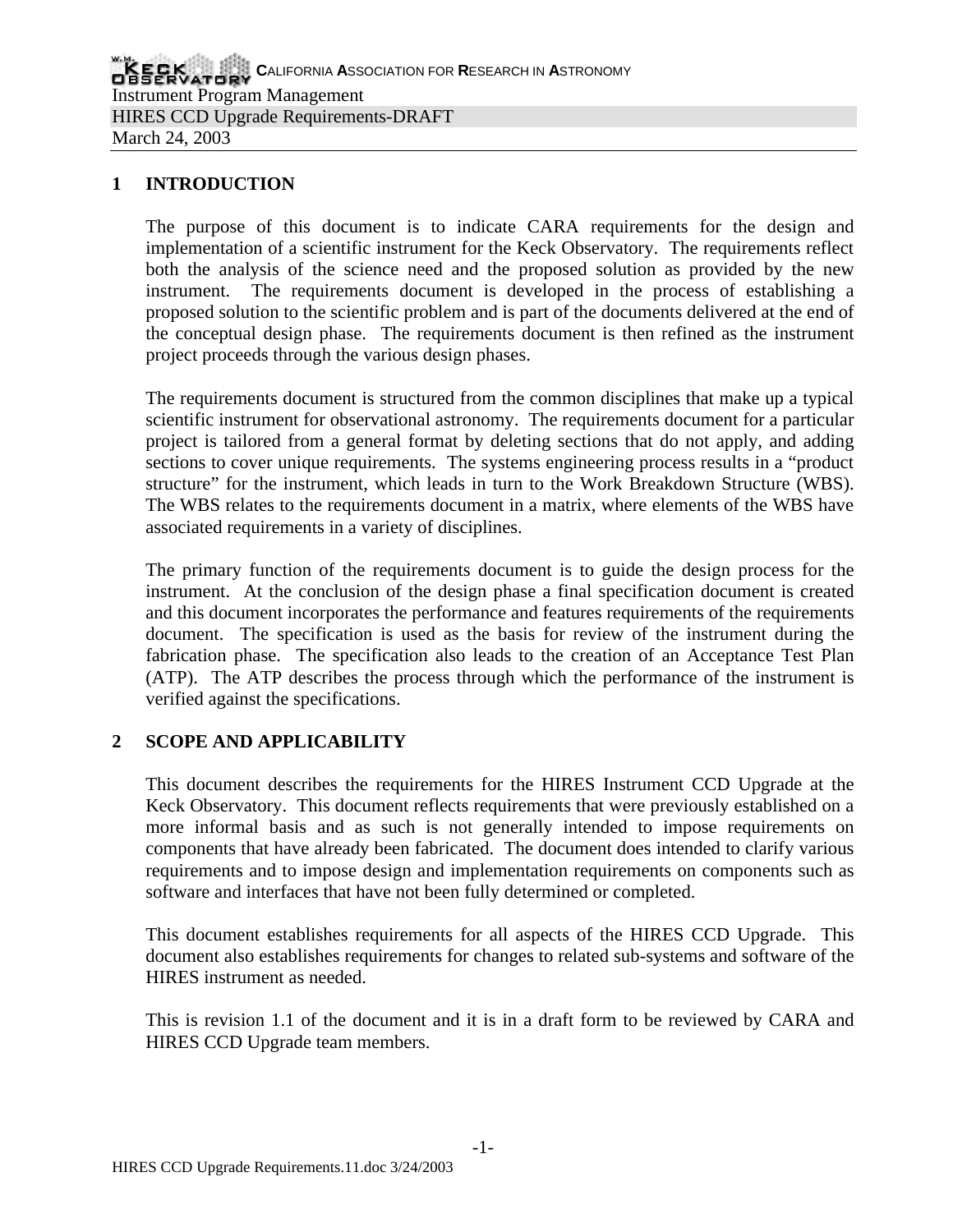# 1 INTRODUCTION

The purpose of this document is to indicate CARA requirements for the design and implementation of a scientific instrument for the Keck Observatory. The requirements reflect both the analysis of the science need and the proposed solution as provided by the new instrument. The requirements document is developed in the process of establishing a proposed solution to the scientific problem and is part of the documents delivered at the end of the conceptual design phase. The requirements document is then refined as the instrument project proceeds through the various design phases.

The requirements document is structured from the common disciplines that make up a typical scientific instrument for observational astronomy. The requirements document for a particular project is tailored from a general format by deleting sections that do not apply, and adding sections to cover unique requirements. The systems engineering process results in a "product structure" for the instrument, which leads in turn to the Work Breakdown Structure (WBS). The WBS relates to the requirements document in a matrix, where elements of the WBS have associated requirements in a variety of disciplines.

The primary function of the requirements document is to guide the design process for the instrument. At the conclusion of the design phase a final specification document is created and this document incorporates the performance and features requirements of the requirements document. The specification is used as the basis for review of the instrument during the fabrication phase. The specification also leads to the creation of an Acceptance Test Plan (ATP). The ATP describes the process through which the performance of the instrument is verified against the specifications.

# 2 SCOPE AND APPLICABILITY

This document describes the requirements for the HIRES Instrument CCD Upgrade at the Keck Observatory. This document reflects requirements that were previously established on a more informal basis and as such is not generally intended to impose requirements on components that have already been fabricated. The document does intended to clarify various requirements and to impose design and implementation requirements on components such as software and interfaces that have not been fully determined or completed.

This document establishes requirements for all aspects of the HIRES CCD Upgrade. This document also establishes requirements for changes to related sub-systems and software of the HIRES instrument as needed.

This is revision 1.1 of the document and it is in a draft form to be reviewed by CARA and HIRES CCD Upgrade team members.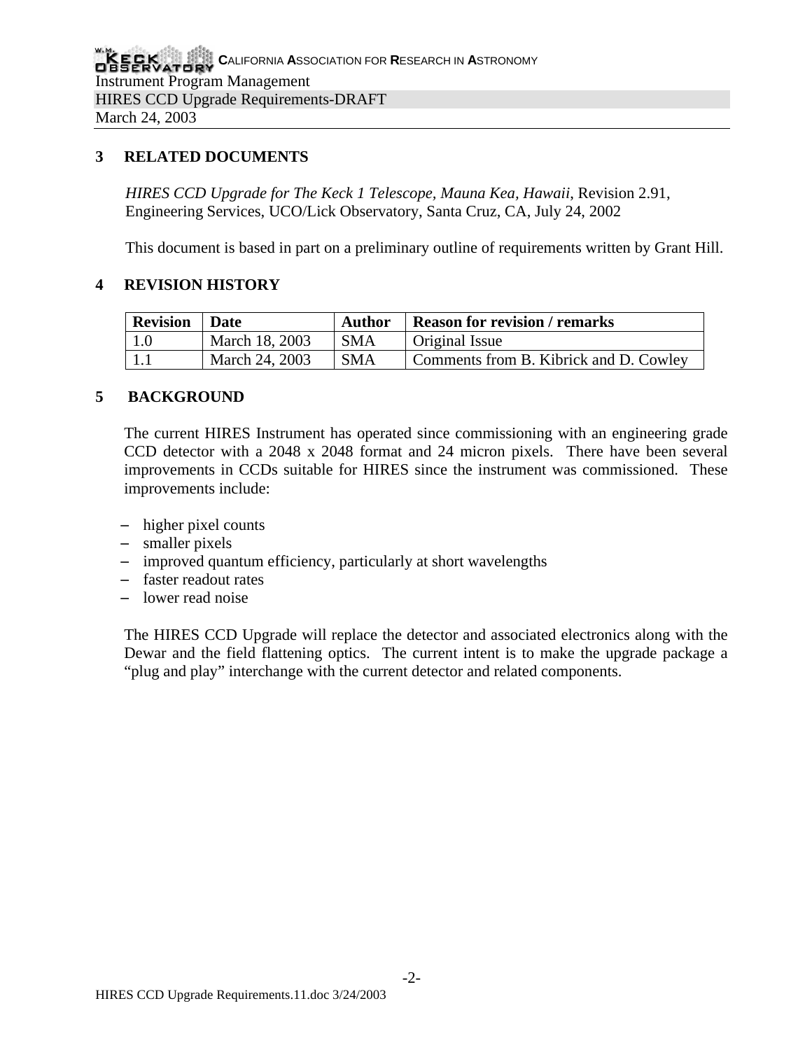## 3 RELATED DOCUMENTS

*HIRES CCD Upgrade for The Keck 1 Telescope, Mauna Kea, Hawaii*, Revision 2.91, Engineering Services, UCO/Lick Observatory, Santa Cruz, CA, July 24, 2002

This document is based in part on a preliminary outline of requirements written by Grant Hill.

## 4 REVISION HISTORY

| Revision | Date | Author | Reason for revision / remarks |
|---|---|---|---|
| 1.0 | March 18, 2003 | SMA | Original Issue |
| 1.1 | March 24, 2003 | SMA | Comments from B. Kibrick and D. Cowley |

## 5 BACKGROUND

The current HIRES Instrument has operated since commissioning with an engineering grade CCD detector with a 2048 x 2048 format and 24 micron pixels. There have been several improvements in CCDs suitable for HIRES since the instrument was commissioned. These improvements include:

- higher pixel counts
- smaller pixels
- improved quantum efficiency, particularly at short wavelengths
- faster readout rates
- lower read noise

The HIRES CCD Upgrade will replace the detector and associated electronics along with the Dewar and the field flattening optics. The current intent is to make the upgrade package a "plug and play" interchange with the current detector and related components.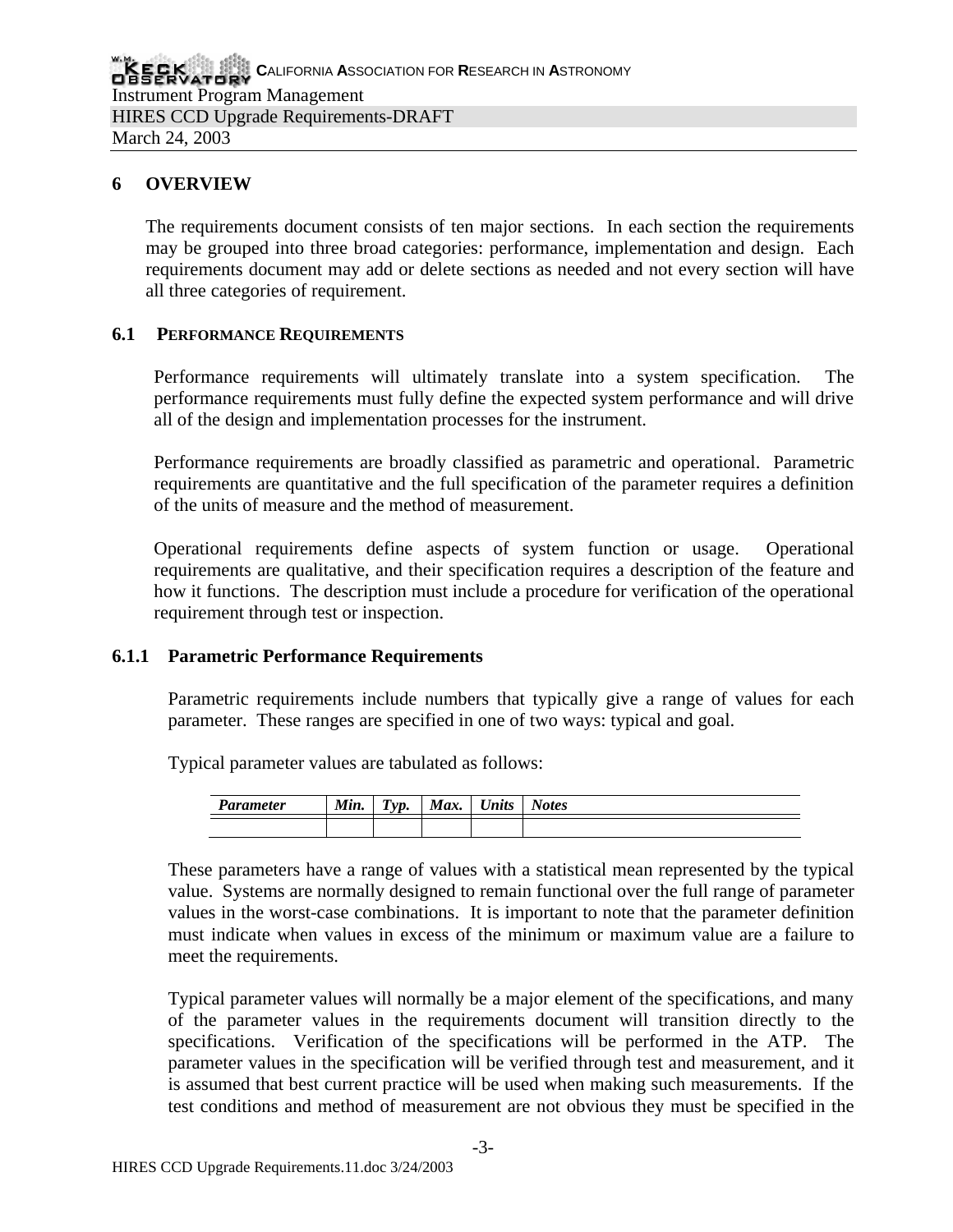# 6 OVERVIEW

The requirements document consists of ten major sections. In each section the requirements may be grouped into three broad categories: performance, implementation and design. Each requirements document may add or delete sections as needed and not every section will have all three categories of requirement.

## 6.1 PERFORMANCE REQUIREMENTS

Performance requirements will ultimately translate into a system specification. The performance requirements must fully define the expected system performance and will drive all of the design and implementation processes for the instrument.

Performance requirements are broadly classified as parametric and operational. Parametric requirements are quantitative and the full specification of the parameter requires a definition of the units of measure and the method of measurement.

Operational requirements define aspects of system function or usage. Operational requirements are qualitative, and their specification requires a description of the feature and how it functions. The description must include a procedure for verification of the operational requirement through test or inspection.

### 6.1.1 Parametric Performance Requirements

Parametric requirements include numbers that typically give a range of values for each parameter. These ranges are specified in one of two ways: typical and goal.

Typical parameter values are tabulated as follows:

| *Parameter* | *Min.* | *Typ.* | *Max.* | *Units* | *Notes* |
|---|---|---|---|---|---|
| | | | | | |

These parameters have a range of values with a statistical mean represented by the typical value. Systems are normally designed to remain functional over the full range of parameter values in the worst-case combinations. It is important to note that the parameter definition must indicate when values in excess of the minimum or maximum value are a failure to meet the requirements.

Typical parameter values will normally be a major element of the specifications, and many of the parameter values in the requirements document will transition directly to the specifications. Verification of the specifications will be performed in the ATP. The parameter values in the specification will be verified through test and measurement, and it is assumed that best current practice will be used when making such measurements. If the test conditions and method of measurement are not obvious they must be specified in the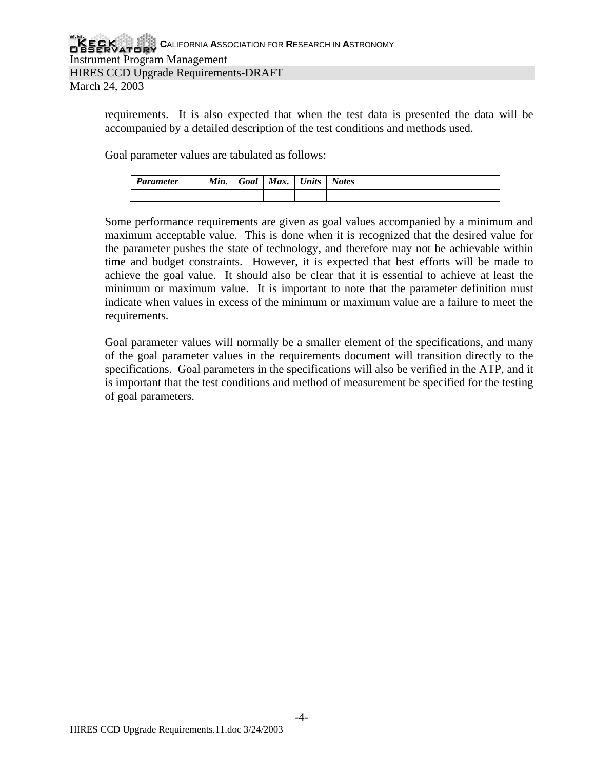requirements. It is also expected that when the test data is presented the data will be accompanied by a detailed description of the test conditions and methods used.

Goal parameter values are tabulated as follows:

| ***Parameter*** | ***Min.*** | ***Goal*** | ***Max.*** | ***Units*** | ***Notes*** |
|---|---|---|---|---|---|
| | | | | | |

Some performance requirements are given as goal values accompanied by a minimum and maximum acceptable value. This is done when it is recognized that the desired value for the parameter pushes the state of technology, and therefore may not be achievable within time and budget constraints. However, it is expected that best efforts will be made to achieve the goal value. It should also be clear that it is essential to achieve at least the minimum or maximum value. It is important to note that the parameter definition must indicate when values in excess of the minimum or maximum value are a failure to meet the requirements.

Goal parameter values will normally be a smaller element of the specifications, and many of the goal parameter values in the requirements document will transition directly to the specifications. Goal parameters in the specifications will also be verified in the ATP, and it is important that the test conditions and method of measurement be specified for the testing of goal parameters.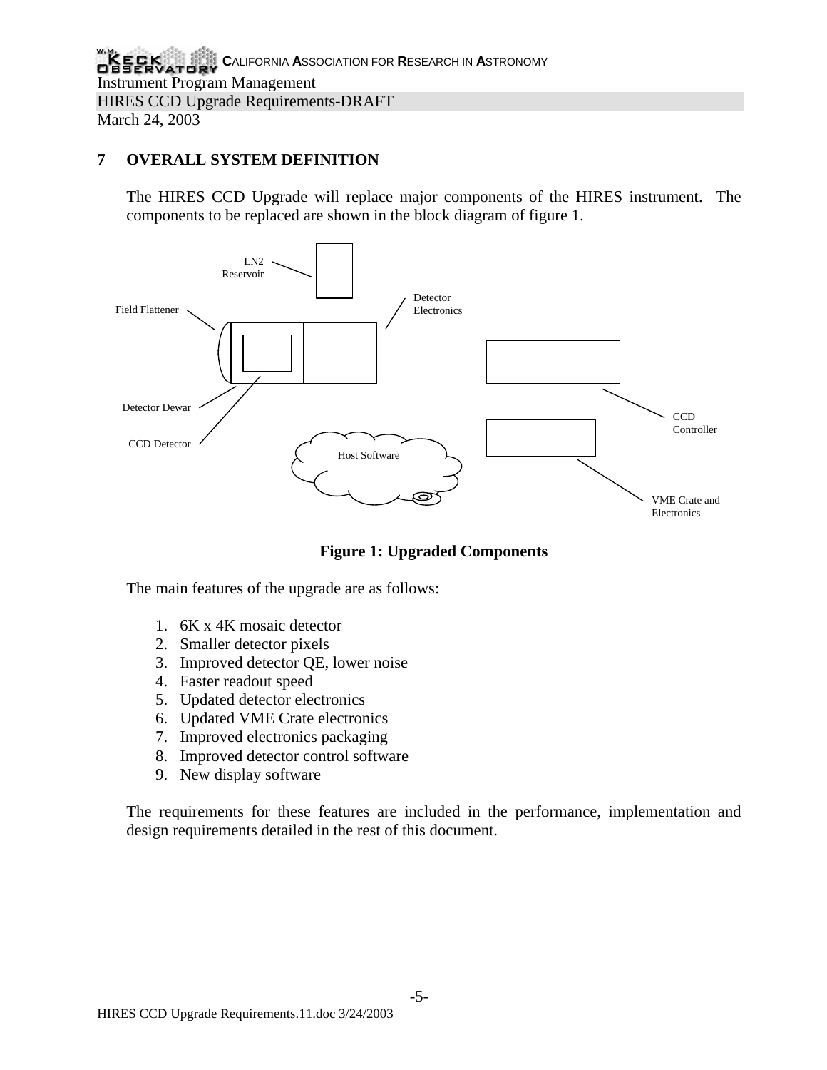## 7 OVERALL SYSTEM DEFINITION

The HIRES CCD Upgrade will replace major components of the HIRES instrument. The components to be replaced are shown in the block diagram of figure 1.

LN2 Reservoir

Field Flattener

Detector Electronics

Detector Dewar

CCD Detector

CCD Controller

Host Software

VME Crate and Electronics

**Figure 1: Upgraded Components**

The main features of the upgrade are as follows:

1. 6K x 4K mosaic detector
2. Smaller detector pixels
3. Improved detector QE, lower noise
4. Faster readout speed
5. Updated detector electronics
6. Updated VME Crate electronics
7. Improved electronics packaging
8. Improved detector control software
9. New display software

The requirements for these features are included in the performance, implementation and design requirements detailed in the rest of this document.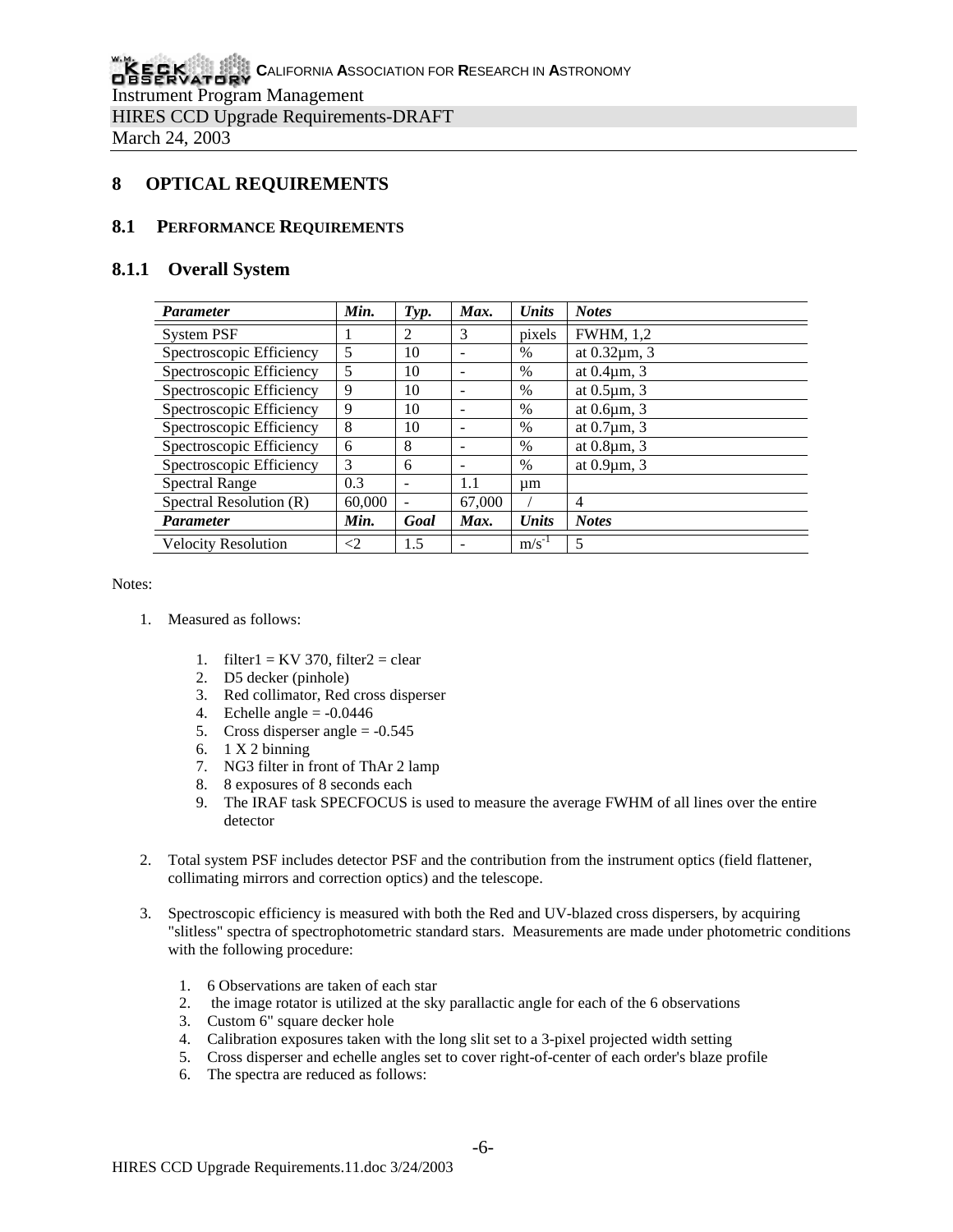## 8 OPTICAL REQUIREMENTS

### 8.1 PERFORMANCE REQUIREMENTS

### 8.1.1 Overall System

| *Parameter* | *Min.* | *Typ.* | *Max.* | *Units* | *Notes* |
|---|---|---|---|---|---|
| System PSF | 1 | 2 | 3 | pixels | FWHM, 1,2 |
| Spectroscopic Efficiency | 5 | 10 | - | % | at 0.32µm, 3 |
| Spectroscopic Efficiency | 5 | 10 | - | % | at 0.4µm, 3 |
| Spectroscopic Efficiency | 9 | 10 | - | % | at 0.5µm, 3 |
| Spectroscopic Efficiency | 9 | 10 | - | % | at 0.6µm, 3 |
| Spectroscopic Efficiency | 8 | 10 | - | % | at 0.7µm, 3 |
| Spectroscopic Efficiency | 6 | 8 | - | % | at 0.8µm, 3 |
| Spectroscopic Efficiency | 3 | 6 | - | % | at 0.9µm, 3 |
| Spectral Range | 0.3 | - | 1.1 | µm | |
| Spectral Resolution (R) | 60,000 | - | 67,000 | / | 4 |
| ***Parameter*** | ***Min.*** | ***Goal*** | ***Max.*** | ***Units*** | ***Notes*** |
| Velocity Resolution | <2 | 1.5 | - | $m/s^{-1}$ | 5 |

Notes:

1. Measured as follows:
    1. filter1 = KV 370, filter2 = clear
    2. D5 decker (pinhole)
    3. Red collimator, Red cross disperser
    4. Echelle angle = -0.0446
    5. Cross disperser angle = -0.545
    6. 1 X 2 binning
    7. NG3 filter in front of ThAr 2 lamp
    8. 8 exposures of 8 seconds each
    9. The IRAF task SPECFOCUS is used to measure the average FWHM of all lines over the entire detector
2. Total system PSF includes detector PSF and the contribution from the instrument optics (field flattener, collimating mirrors and correction optics) and the telescope.
3. Spectroscopic efficiency is measured with both the Red and UV-blazed cross dispersers, by acquiring "slitless" spectra of spectrophotometric standard stars. Measurements are made under photometric conditions with the following procedure:
    1. 6 Observations are taken of each star
    2. the image rotator is utilized at the sky parallactic angle for each of the 6 observations
    3. Custom 6" square decker hole
    4. Calibration exposures taken with the long slit set to a 3-pixel projected width setting
    5. Cross disperser and echelle angles set to cover right-of-center of each order's blaze profile
    6. The spectra are reduced as follows: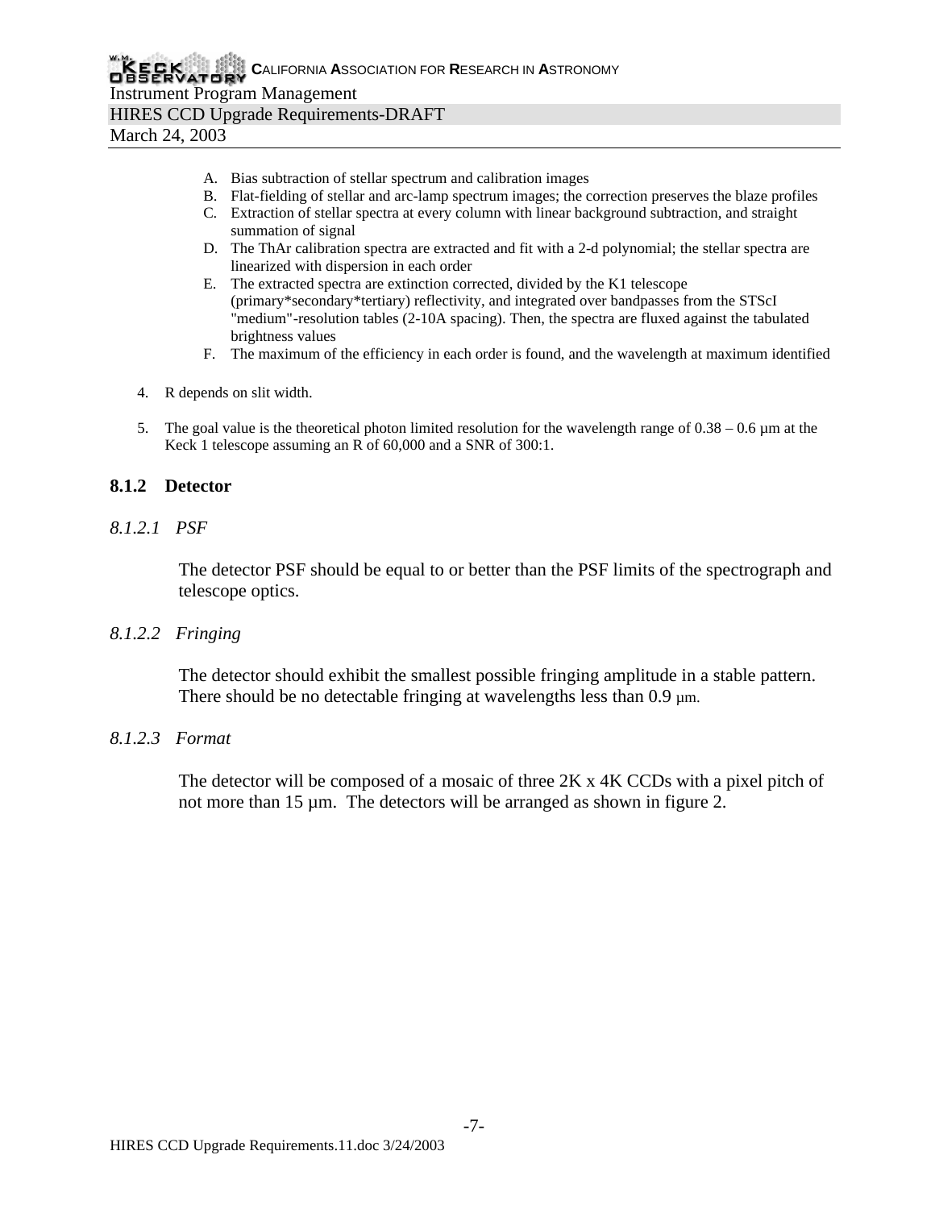A. Bias subtraction of stellar spectrum and calibration images
B. Flat-fielding of stellar and arc-lamp spectrum images; the correction preserves the blaze profiles
C. Extraction of stellar spectra at every column with linear background subtraction, and straight summation of signal
D. The ThAr calibration spectra are extracted and fit with a 2-d polynomial; the stellar spectra are linearized with dispersion in each order
E. The extracted spectra are extinction corrected, divided by the K1 telescope (primary*secondary*tertiary) reflectivity, and integrated over bandpasses from the STScI "medium"-resolution tables (2-10A spacing). Then, the spectra are fluxed against the tabulated brightness values
F. The maximum of the efficiency in each order is found, and the wavelength at maximum identified

4. R depends on slit width.

5. The goal value is the theoretical photon limited resolution for the wavelength range of 0.38 – 0.6 µm at the Keck 1 telescope assuming an R of 60,000 and a SNR of 300:1.

### 8.1.2 Detector

#### *8.1.2.1 PSF*

The detector PSF should be equal to or better than the PSF limits of the spectrograph and telescope optics.

#### *8.1.2.2 Fringing*

The detector should exhibit the smallest possible fringing amplitude in a stable pattern. There should be no detectable fringing at wavelengths less than 0.9 µm.

#### *8.1.2.3 Format*

The detector will be composed of a mosaic of three 2K x 4K CCDs with a pixel pitch of not more than 15 µm. The detectors will be arranged as shown in figure 2.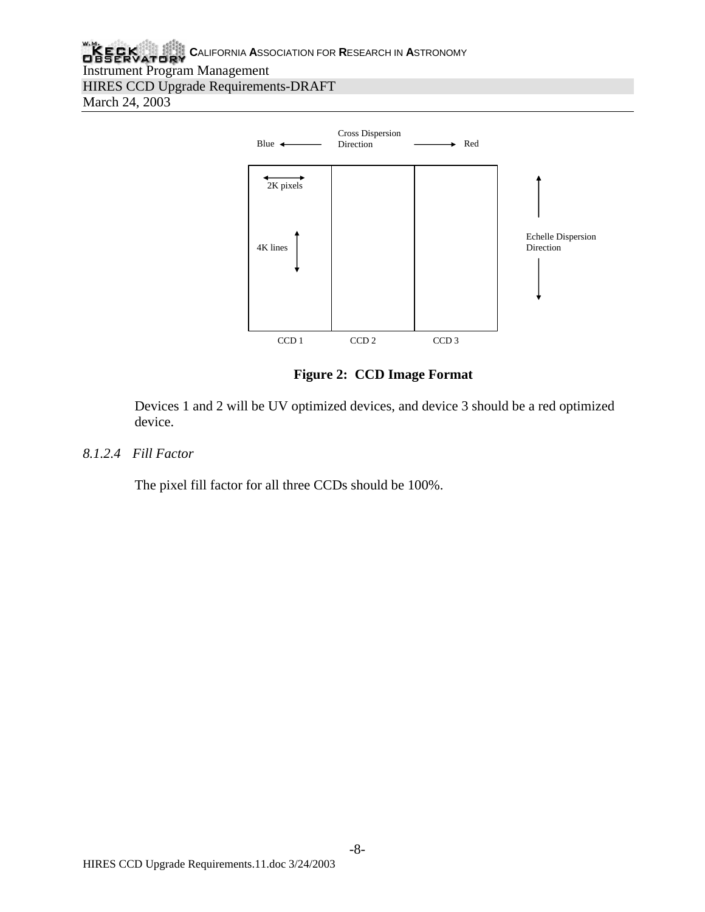Blue ← Cross Dispersion Direction → Red

2K pixels

4K lines

Echelle Dispersion Direction

CCD 1

CCD 2

CCD 3

**Figure 2: CCD Image Format**

Devices 1 and 2 will be UV optimized devices, and device 3 should be a red optimized device.

#### *8.1.2.4 Fill Factor*

The pixel fill factor for all three CCDs should be 100%.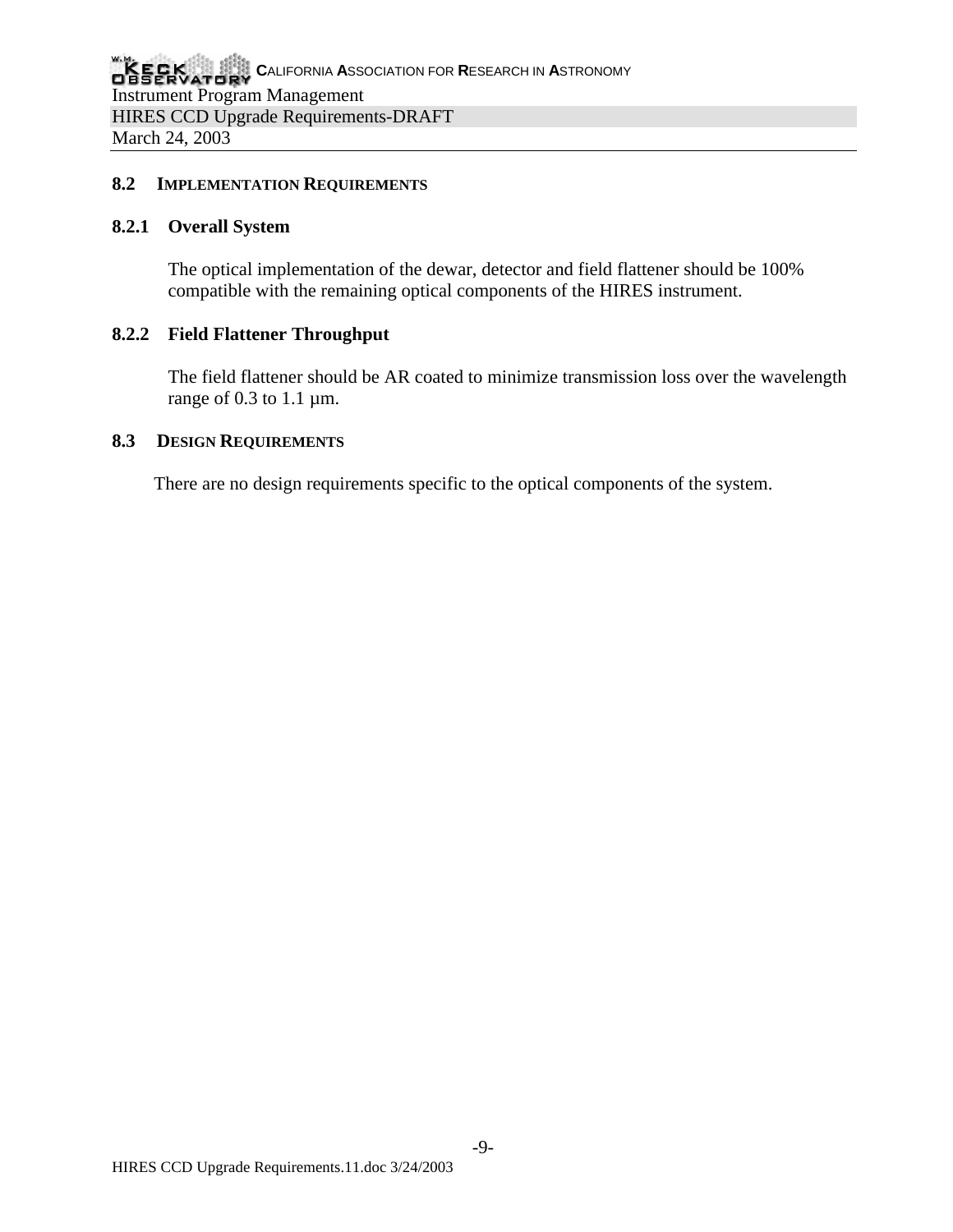### 8.2 IMPLEMENTATION REQUIREMENTS

#### 8.2.1 Overall System

The optical implementation of the dewar, detector and field flattener should be 100% compatible with the remaining optical components of the HIRES instrument.

#### 8.2.2 Field Flattener Throughput

The field flattener should be AR coated to minimize transmission loss over the wavelength range of 0.3 to 1.1 µm.

### 8.3 DESIGN REQUIREMENTS

There are no design requirements specific to the optical components of the system.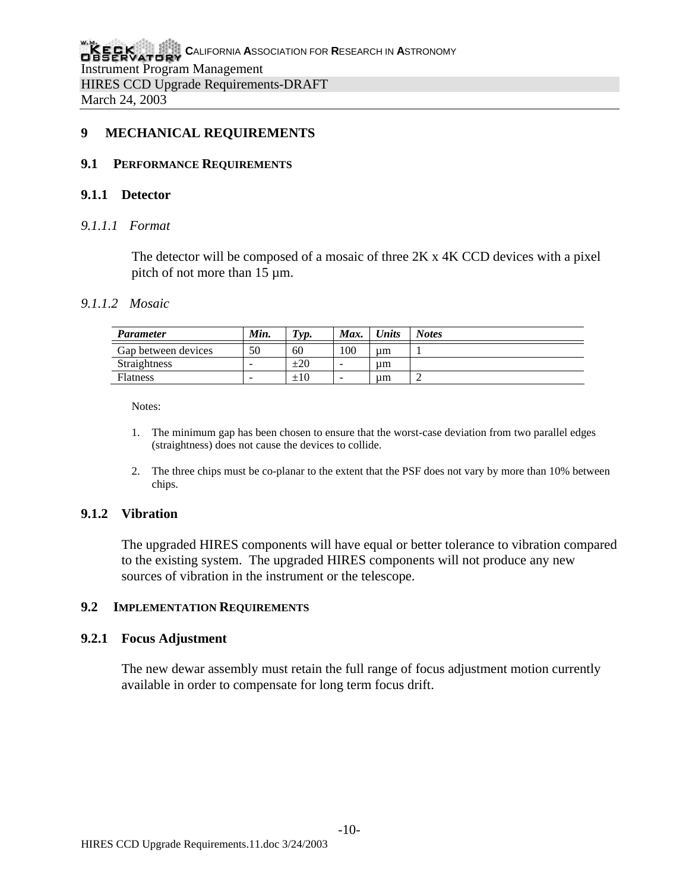# 9 MECHANICAL REQUIREMENTS

## 9.1 PERFORMANCE REQUIREMENTS

### 9.1.1 Detector

#### *9.1.1.1 Format*

The detector will be composed of a mosaic of three 2K x 4K CCD devices with a pixel pitch of not more than 15 µm.

#### *9.1.1.2 Mosaic*

| *Parameter* | *Min.* | *Typ.* | *Max.* | *Units* | *Notes* |
|---|---|---|---|---|---|
| Gap between devices | 50 | 60 | 100 | µm | 1 |
| Straightness | - | ±20 | - | µm | |
| Flatness | - | ±10 | - | µm | 2 |

Notes:

1. The minimum gap has been chosen to ensure that the worst-case deviation from two parallel edges (straightness) does not cause the devices to collide.

2. The three chips must be co-planar to the extent that the PSF does not vary by more than 10% between chips.

### 9.1.2 Vibration

The upgraded HIRES components will have equal or better tolerance to vibration compared to the existing system. The upgraded HIRES components will not produce any new sources of vibration in the instrument or the telescope.

## 9.2 IMPLEMENTATION REQUIREMENTS

### 9.2.1 Focus Adjustment

The new dewar assembly must retain the full range of focus adjustment motion currently available in order to compensate for long term focus drift.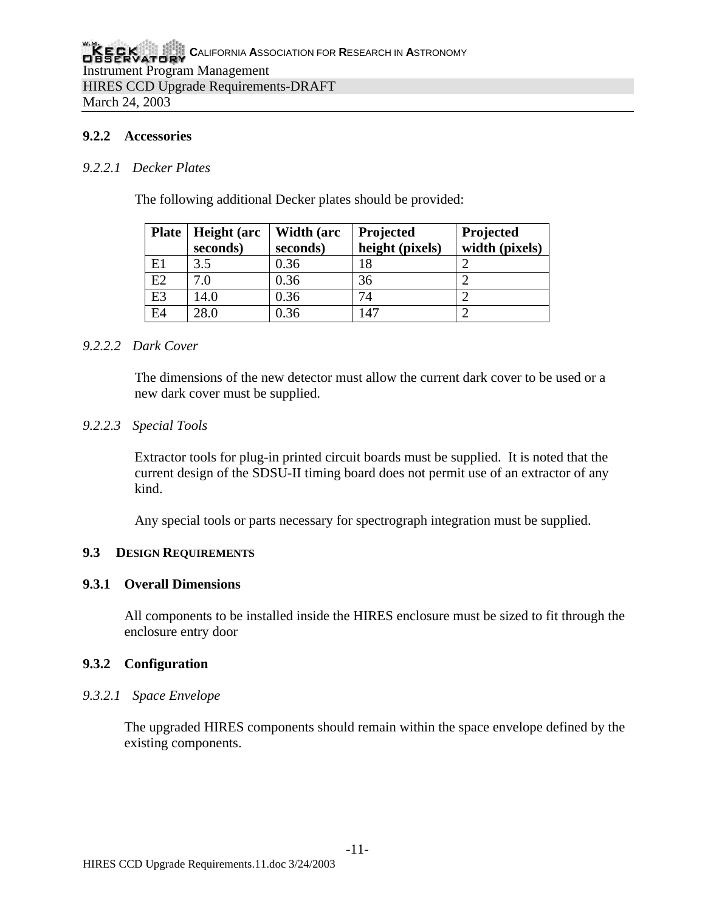### 9.2.2 Accessories

#### *9.2.2.1 Decker Plates*

The following additional Decker plates should be provided:

| Plate | Height (arc seconds) | Width (arc seconds) | Projected height (pixels) | Projected width (pixels) |
|---|---|---|---|---|
| E1 | 3.5 | 0.36 | 18 | 2 |
| E2 | 7.0 | 0.36 | 36 | 2 |
| E3 | 14.0 | 0.36 | 74 | 2 |
| E4 | 28.0 | 0.36 | 147 | 2 |

#### *9.2.2.2 Dark Cover*

The dimensions of the new detector must allow the current dark cover to be used or a new dark cover must be supplied.

#### *9.2.2.3 Special Tools*

Extractor tools for plug-in printed circuit boards must be supplied. It is noted that the current design of the SDSU-II timing board does not permit use of an extractor of any kind.

Any special tools or parts necessary for spectrograph integration must be supplied.

## 9.3 DESIGN REQUIREMENTS

### 9.3.1 Overall Dimensions

All components to be installed inside the HIRES enclosure must be sized to fit through the enclosure entry door

### 9.3.2 Configuration

#### *9.3.2.1 Space Envelope*

The upgraded HIRES components should remain within the space envelope defined by the existing components.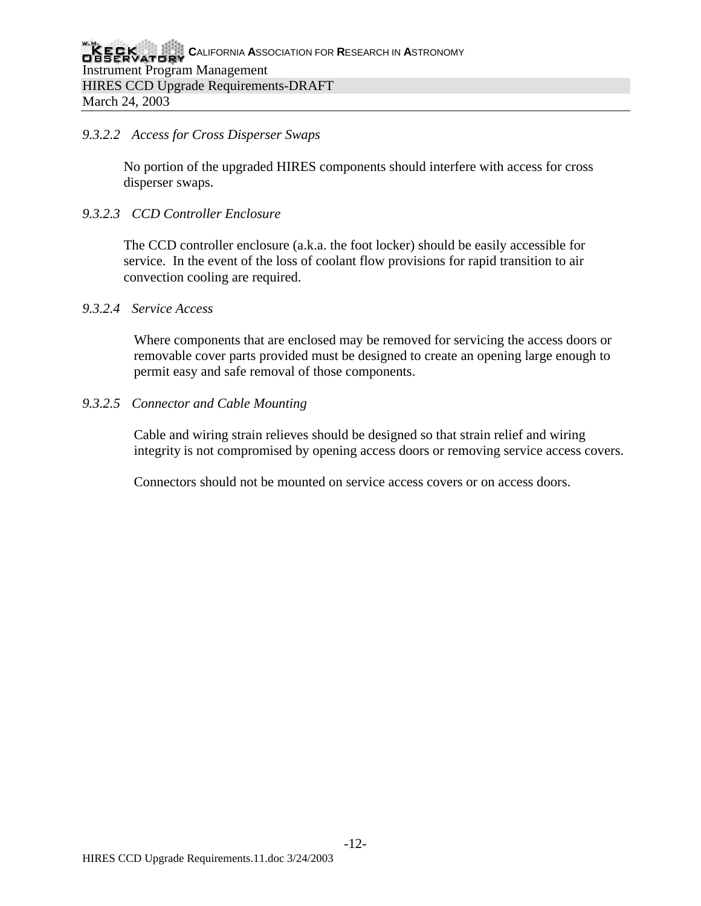#### *9.3.2.2 Access for Cross Disperser Swaps*

No portion of the upgraded HIRES components should interfere with access for cross disperser swaps.

#### *9.3.2.3 CCD Controller Enclosure*

The CCD controller enclosure (a.k.a. the foot locker) should be easily accessible for service. In the event of the loss of coolant flow provisions for rapid transition to air convection cooling are required.

#### *9.3.2.4 Service Access*

Where components that are enclosed may be removed for servicing the access doors or removable cover parts provided must be designed to create an opening large enough to permit easy and safe removal of those components.

#### *9.3.2.5 Connector and Cable Mounting*

Cable and wiring strain relieves should be designed so that strain relief and wiring integrity is not compromised by opening access doors or removing service access covers.

Connectors should not be mounted on service access covers or on access doors.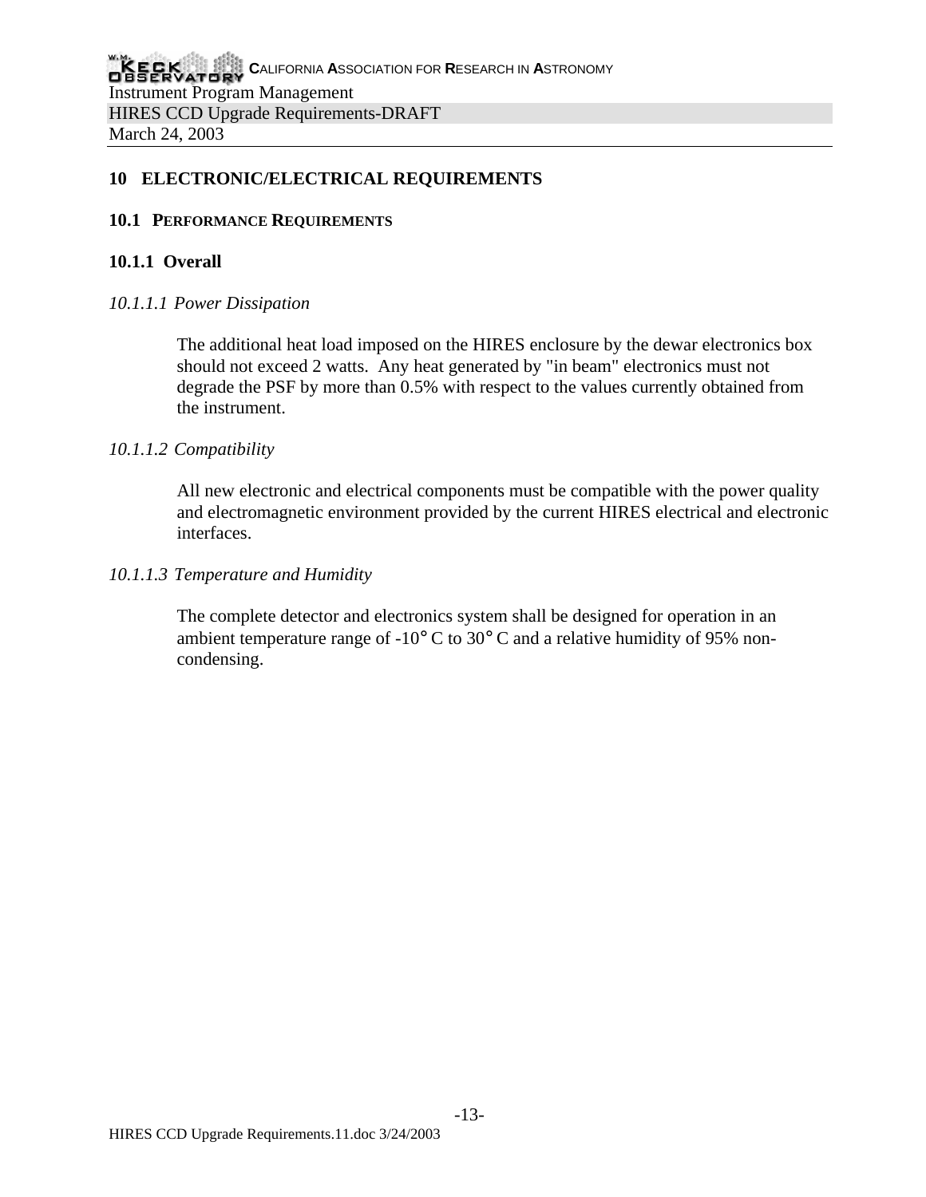# 10 ELECTRONIC/ELECTRICAL REQUIREMENTS

## 10.1 PERFORMANCE REQUIREMENTS

### 10.1.1 Overall

#### *10.1.1.1 Power Dissipation*

The additional heat load imposed on the HIRES enclosure by the dewar electronics box should not exceed 2 watts. Any heat generated by "in beam" electronics must not degrade the PSF by more than 0.5% with respect to the values currently obtained from the instrument.

#### *10.1.1.2 Compatibility*

All new electronic and electrical components must be compatible with the power quality and electromagnetic environment provided by the current HIRES electrical and electronic interfaces.

#### *10.1.1.3 Temperature and Humidity*

The complete detector and electronics system shall be designed for operation in an ambient temperature range of -10° C to 30° C and a relative humidity of 95% non-condensing.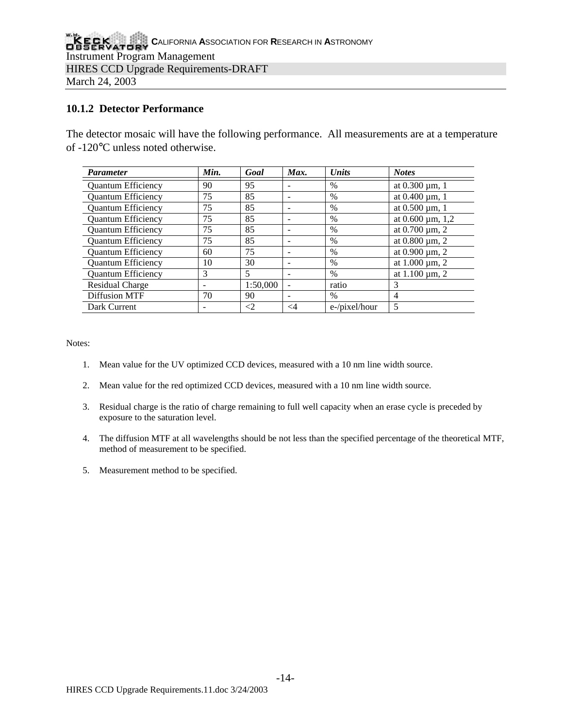### 10.1.2 Detector Performance

The detector mosaic will have the following performance. All measurements are at a temperature of -120°C unless noted otherwise.

| *Parameter* | *Min.* | *Goal* | *Max.* | *Units* | *Notes* |
|---|---|---|---|---|---|
| Quantum Efficiency | 90 | 95 | - | % | at 0.300 µm, 1 |
| Quantum Efficiency | 75 | 85 | - | % | at 0.400 µm, 1 |
| Quantum Efficiency | 75 | 85 | - | % | at 0.500 µm, 1 |
| Quantum Efficiency | 75 | 85 | - | % | at 0.600 µm, 1,2 |
| Quantum Efficiency | 75 | 85 | - | % | at 0.700 µm, 2 |
| Quantum Efficiency | 75 | 85 | - | % | at 0.800 µm, 2 |
| Quantum Efficiency | 60 | 75 | - | % | at 0.900 µm, 2 |
| Quantum Efficiency | 10 | 30 | - | % | at 1.000 µm, 2 |
| Quantum Efficiency | 3 | 5 | - | % | at 1.100 µm, 2 |
| Residual Charge | - | 1:50,000 | - | ratio | 3 |
| Diffusion MTF | 70 | 90 | - | % | 4 |
| Dark Current | - | <2 | <4 | e-/pixel/hour | 5 |

Notes:

1. Mean value for the UV optimized CCD devices, measured with a 10 nm line width source.
2. Mean value for the red optimized CCD devices, measured with a 10 nm line width source.
3. Residual charge is the ratio of charge remaining to full well capacity when an erase cycle is preceded by exposure to the saturation level.
4. The diffusion MTF at all wavelengths should be not less than the specified percentage of the theoretical MTF, method of measurement to be specified.
5. Measurement method to be specified.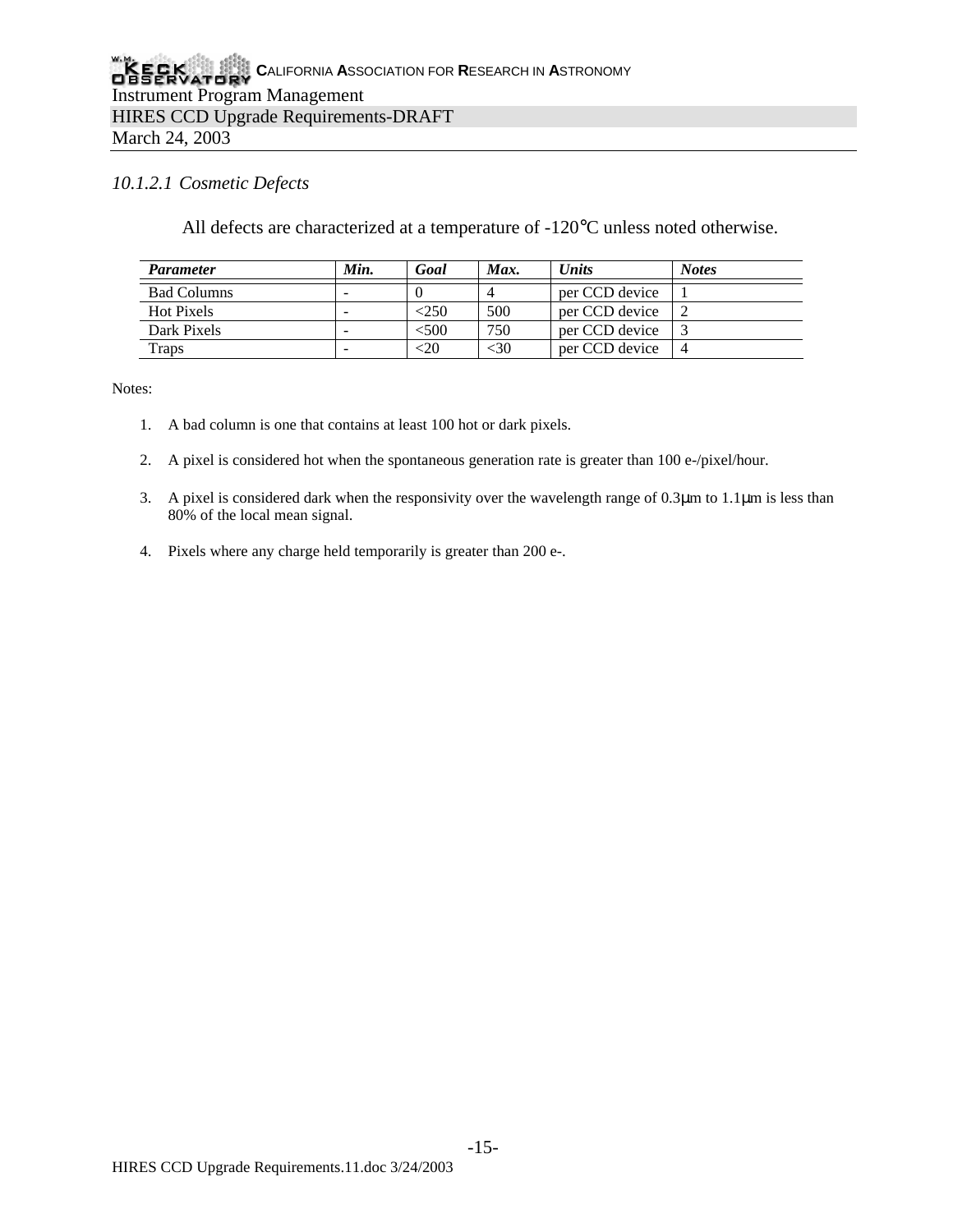#### *10.1.2.1 Cosmetic Defects*

All defects are characterized at a temperature of -120°C unless noted otherwise.

| *Parameter* | *Min.* | *Goal* | *Max.* | *Units* | *Notes* |
|---|---|---|---|---|---|
| Bad Columns | - | 0 | 4 | per CCD device | 1 |
| Hot Pixels | - | <250 | 500 | per CCD device | 2 |
| Dark Pixels | - | <500 | 750 | per CCD device | 3 |
| Traps | - | <20 | <30 | per CCD device | 4 |

Notes:

1. A bad column is one that contains at least 100 hot or dark pixels.

2. A pixel is considered hot when the spontaneous generation rate is greater than 100 e-/pixel/hour.

3. A pixel is considered dark when the responsivity over the wavelength range of 0.3μm to 1.1μm is less than 80% of the local mean signal.

4. Pixels where any charge held temporarily is greater than 200 e-.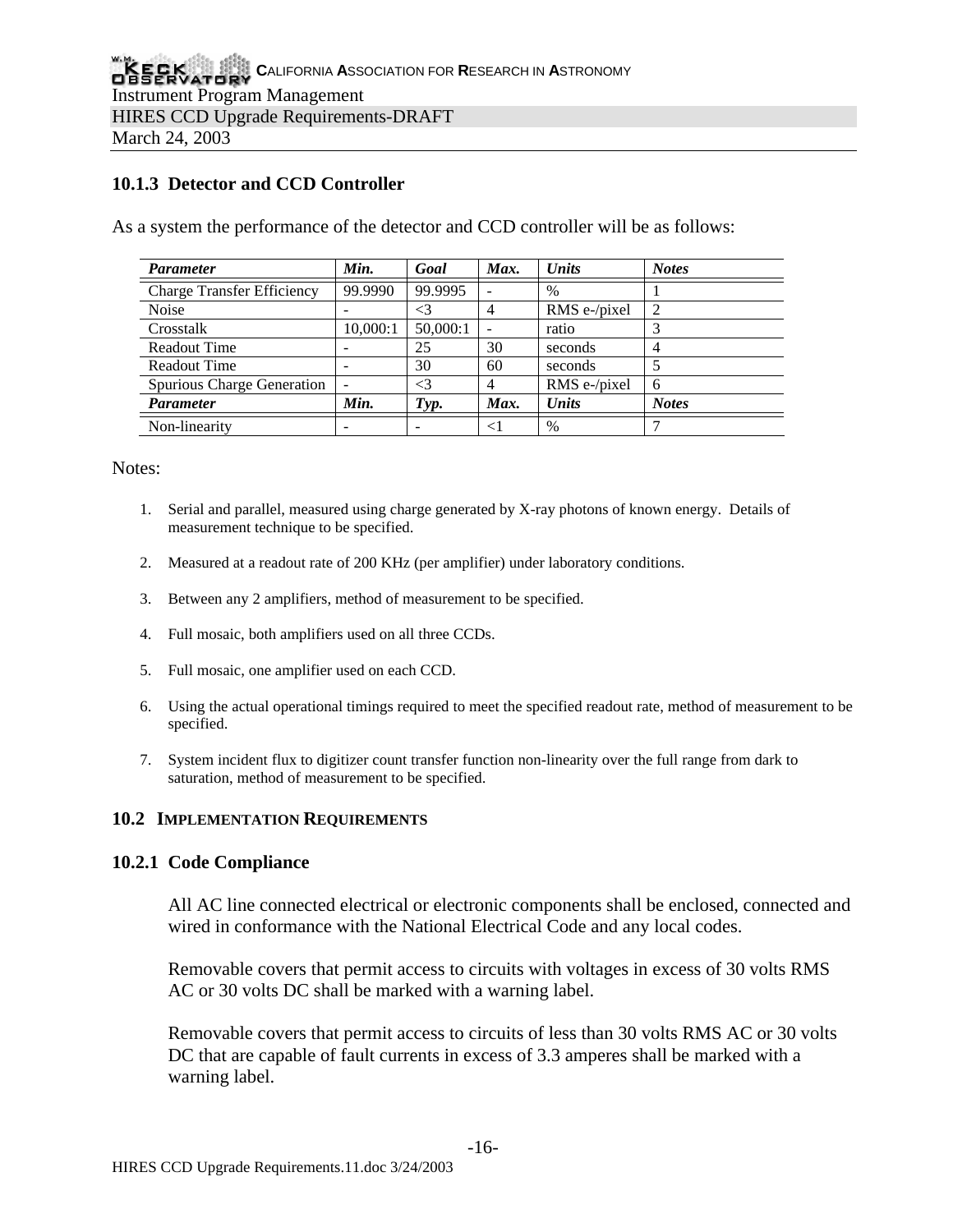### 10.1.3 Detector and CCD Controller

As a system the performance of the detector and CCD controller will be as follows:

| *Parameter* | *Min.* | *Goal* | *Max.* | *Units* | *Notes* |
|---|---|---|---|---|---|
| Charge Transfer Efficiency | 99.9990 | 99.9995 | - | % | 1 |
| Noise | - | <3 | 4 | RMS e-/pixel | 2 |
| Crosstalk | 10,000:1 | 50,000:1 | - | ratio | 3 |
| Readout Time | - | 25 | 30 | seconds | 4 |
| Readout Time | - | 30 | 60 | seconds | 5 |
| Spurious Charge Generation | - | <3 | 4 | RMS e-/pixel | 6 |
| ***Parameter*** | ***Min.*** | ***Typ.*** | ***Max.*** | ***Units*** | ***Notes*** |
| Non-linearity | - | - | <1 | % | 7 |

Notes:

1. Serial and parallel, measured using charge generated by X-ray photons of known energy. Details of measurement technique to be specified.
2. Measured at a readout rate of 200 KHz (per amplifier) under laboratory conditions.
3. Between any 2 amplifiers, method of measurement to be specified.
4. Full mosaic, both amplifiers used on all three CCDs.
5. Full mosaic, one amplifier used on each CCD.
6. Using the actual operational timings required to meet the specified readout rate, method of measurement to be specified.
7. System incident flux to digitizer count transfer function non-linearity over the full range from dark to saturation, method of measurement to be specified.

## 10.2 IMPLEMENTATION REQUIREMENTS

### 10.2.1 Code Compliance

All AC line connected electrical or electronic components shall be enclosed, connected and wired in conformance with the National Electrical Code and any local codes.

Removable covers that permit access to circuits with voltages in excess of 30 volts RMS AC or 30 volts DC shall be marked with a warning label.

Removable covers that permit access to circuits of less than 30 volts RMS AC or 30 volts DC that are capable of fault currents in excess of 3.3 amperes shall be marked with a warning label.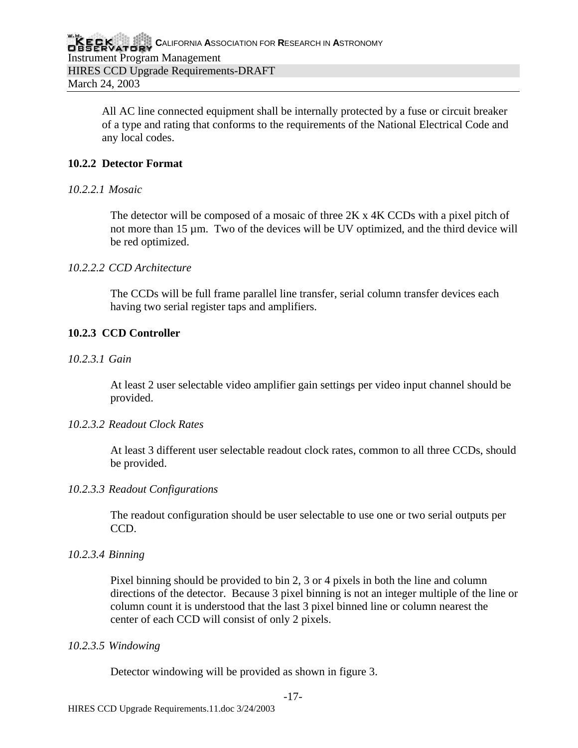All AC line connected equipment shall be internally protected by a fuse or circuit breaker of a type and rating that conforms to the requirements of the National Electrical Code and any local codes.

### 10.2.2 Detector Format

#### *10.2.2.1 Mosaic*

The detector will be composed of a mosaic of three 2K x 4K CCDs with a pixel pitch of not more than 15 µm. Two of the devices will be UV optimized, and the third device will be red optimized.

#### *10.2.2.2 CCD Architecture*

The CCDs will be full frame parallel line transfer, serial column transfer devices each having two serial register taps and amplifiers.

### 10.2.3 CCD Controller

#### *10.2.3.1 Gain*

At least 2 user selectable video amplifier gain settings per video input channel should be provided.

#### *10.2.3.2 Readout Clock Rates*

At least 3 different user selectable readout clock rates, common to all three CCDs, should be provided.

#### *10.2.3.3 Readout Configurations*

The readout configuration should be user selectable to use one or two serial outputs per CCD.

#### *10.2.3.4 Binning*

Pixel binning should be provided to bin 2, 3 or 4 pixels in both the line and column directions of the detector. Because 3 pixel binning is not an integer multiple of the line or column count it is understood that the last 3 pixel binned line or column nearest the center of each CCD will consist of only 2 pixels.

#### *10.2.3.5 Windowing*

Detector windowing will be provided as shown in figure 3.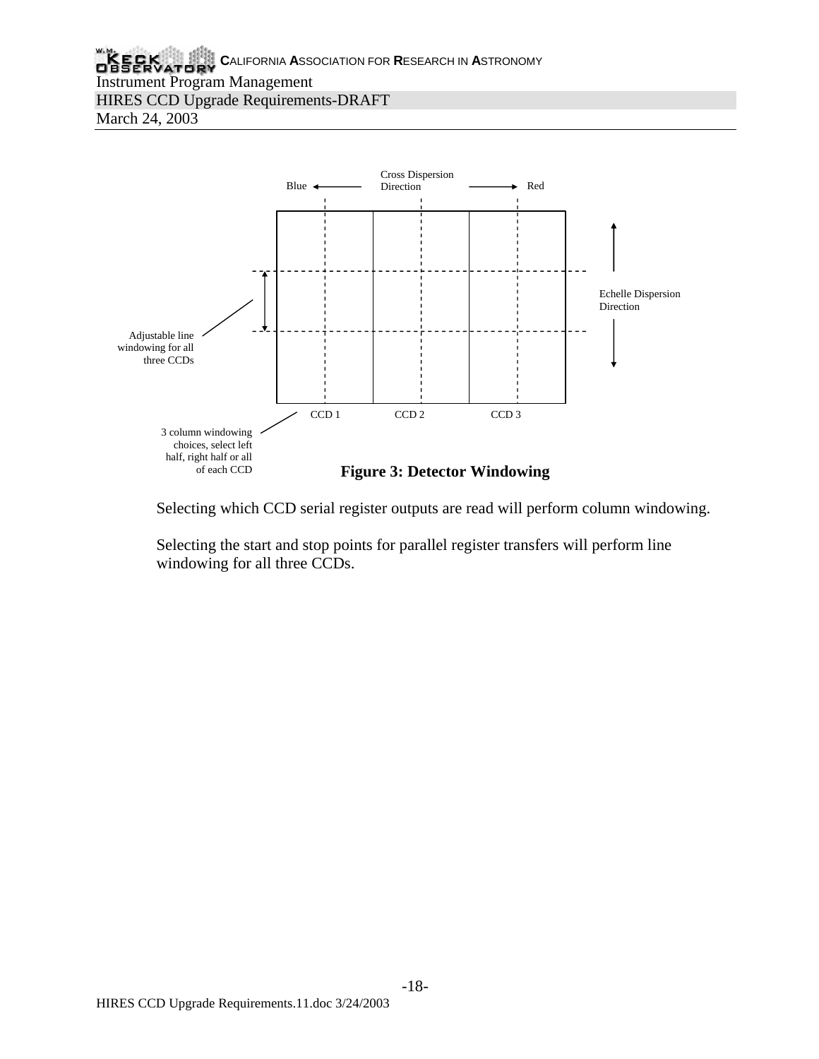Cross Dispersion Direction

Blue

Red

Echelle Dispersion Direction

Adjustable line windowing for all three CCDs

CCD 1

CCD 2

CCD 3

3 column windowing choices, select left half, right half or all of each CCD

**Figure 3: Detector Windowing**

Selecting which CCD serial register outputs are read will perform column windowing.

Selecting the start and stop points for parallel register transfers will perform line windowing for all three CCDs.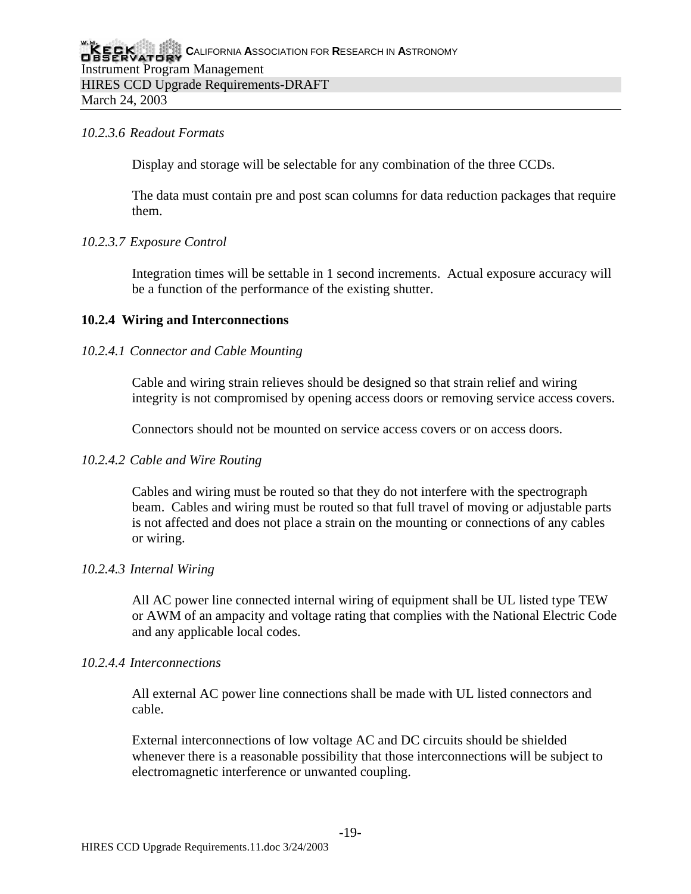*10.2.3.6 Readout Formats*

Display and storage will be selectable for any combination of the three CCDs.

The data must contain pre and post scan columns for data reduction packages that require them.

*10.2.3.7 Exposure Control*

Integration times will be settable in 1 second increments. Actual exposure accuracy will be a function of the performance of the existing shutter.

### 10.2.4 Wiring and Interconnections

*10.2.4.1 Connector and Cable Mounting*

Cable and wiring strain relieves should be designed so that strain relief and wiring integrity is not compromised by opening access doors or removing service access covers.

Connectors should not be mounted on service access covers or on access doors.

*10.2.4.2 Cable and Wire Routing*

Cables and wiring must be routed so that they do not interfere with the spectrograph beam. Cables and wiring must be routed so that full travel of moving or adjustable parts is not affected and does not place a strain on the mounting or connections of any cables or wiring.

*10.2.4.3 Internal Wiring*

All AC power line connected internal wiring of equipment shall be UL listed type TEW or AWM of an ampacity and voltage rating that complies with the National Electric Code and any applicable local codes.

*10.2.4.4 Interconnections*

All external AC power line connections shall be made with UL listed connectors and cable.

External interconnections of low voltage AC and DC circuits should be shielded whenever there is a reasonable possibility that those interconnections will be subject to electromagnetic interference or unwanted coupling.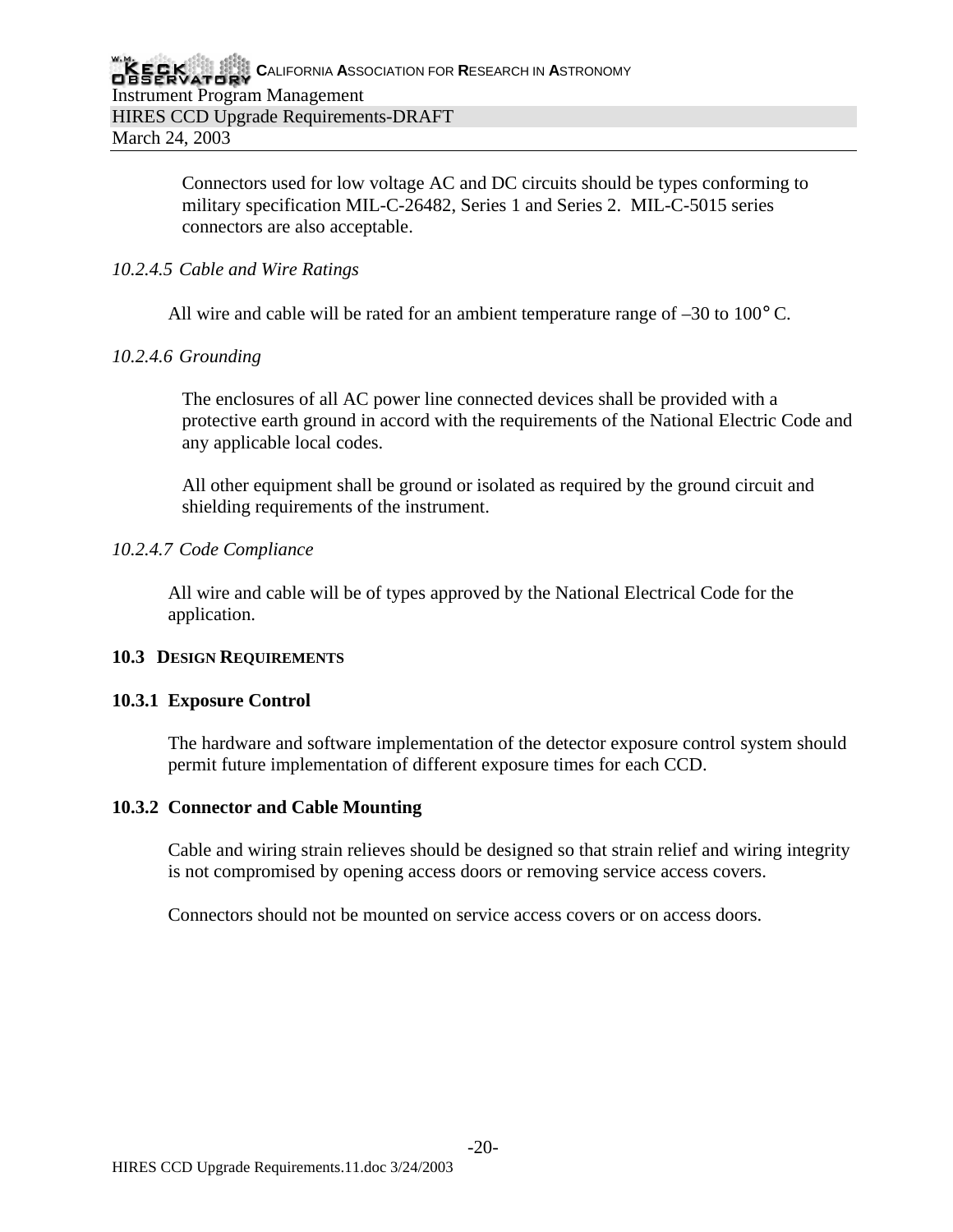Connectors used for low voltage AC and DC circuits should be types conforming to military specification MIL-C-26482, Series 1 and Series 2. MIL-C-5015 series connectors are also acceptable.

*10.2.4.5 Cable and Wire Ratings*

All wire and cable will be rated for an ambient temperature range of –30 to 100° C.

*10.2.4.6 Grounding*

The enclosures of all AC power line connected devices shall be provided with a protective earth ground in accord with the requirements of the National Electric Code and any applicable local codes.

All other equipment shall be ground or isolated as required by the ground circuit and shielding requirements of the instrument.

*10.2.4.7 Code Compliance*

All wire and cable will be of types approved by the National Electrical Code for the application.

## 10.3 DESIGN REQUIREMENTS

### 10.3.1 Exposure Control

The hardware and software implementation of the detector exposure control system should permit future implementation of different exposure times for each CCD.

### 10.3.2 Connector and Cable Mounting

Cable and wiring strain relieves should be designed so that strain relief and wiring integrity is not compromised by opening access doors or removing service access covers.

Connectors should not be mounted on service access covers or on access doors.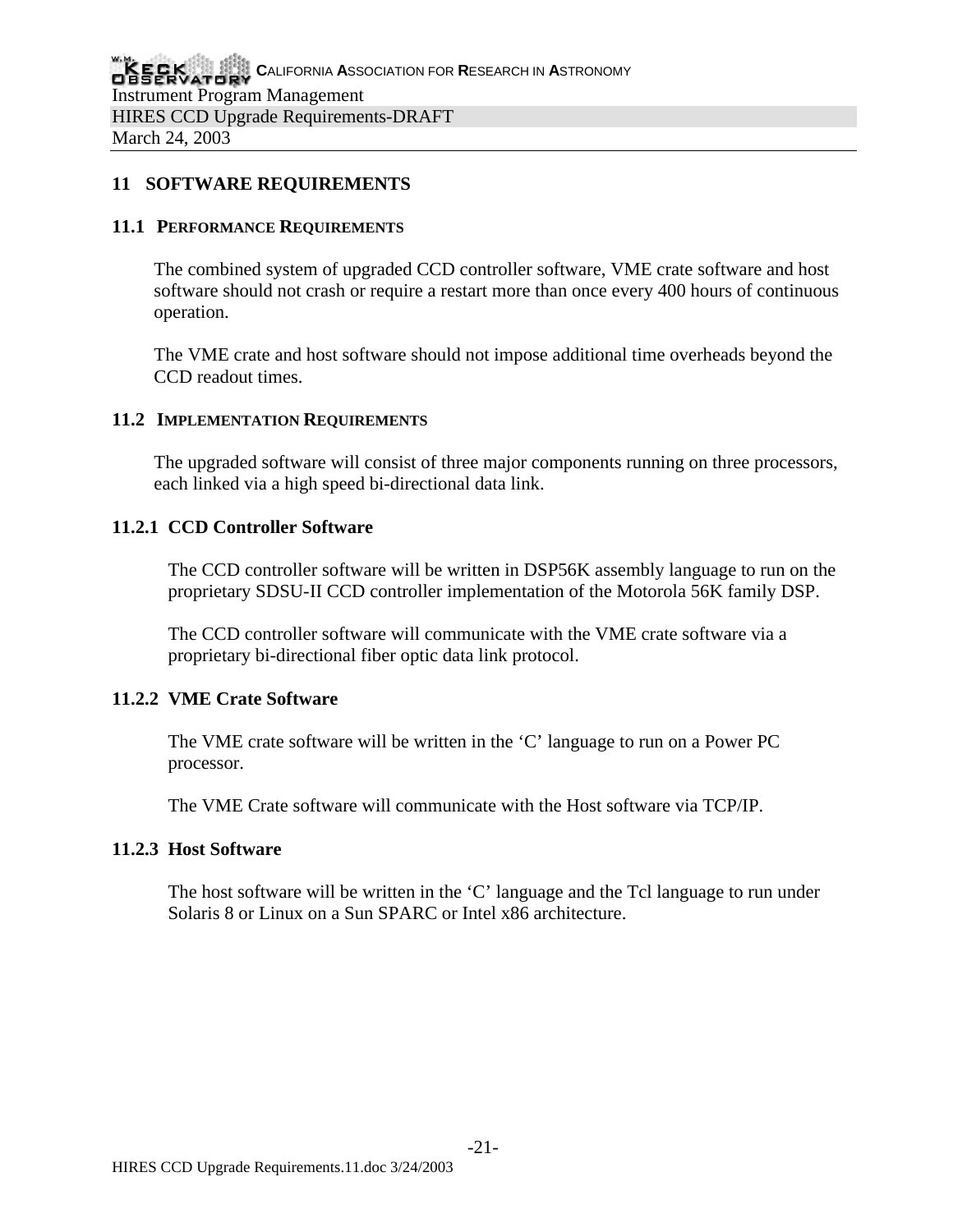# 11 SOFTWARE REQUIREMENTS

## 11.1 PERFORMANCE REQUIREMENTS

The combined system of upgraded CCD controller software, VME crate software and host software should not crash or require a restart more than once every 400 hours of continuous operation.

The VME crate and host software should not impose additional time overheads beyond the CCD readout times.

## 11.2 IMPLEMENTATION REQUIREMENTS

The upgraded software will consist of three major components running on three processors, each linked via a high speed bi-directional data link.

### 11.2.1 CCD Controller Software

The CCD controller software will be written in DSP56K assembly language to run on the proprietary SDSU-II CCD controller implementation of the Motorola 56K family DSP.

The CCD controller software will communicate with the VME crate software via a proprietary bi-directional fiber optic data link protocol.

### 11.2.2 VME Crate Software

The VME crate software will be written in the 'C' language to run on a Power PC processor.

The VME Crate software will communicate with the Host software via TCP/IP.

### 11.2.3 Host Software

The host software will be written in the 'C' language and the Tcl language to run under Solaris 8 or Linux on a Sun SPARC or Intel x86 architecture.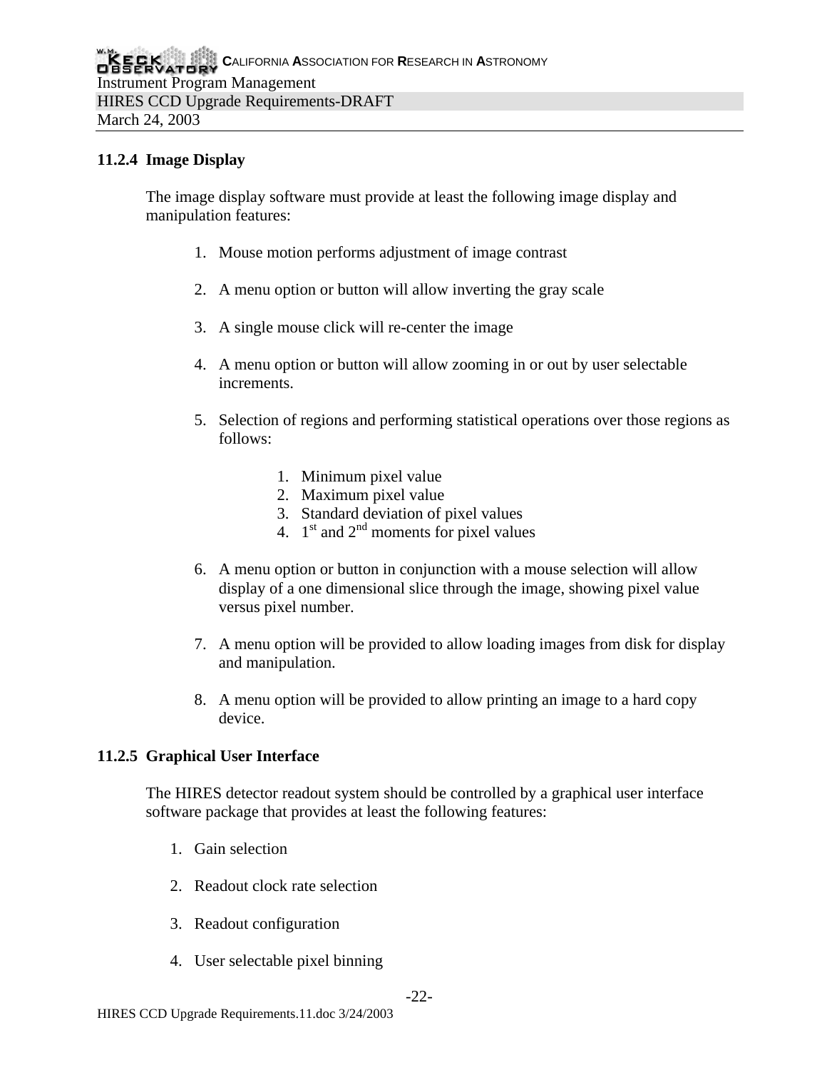### 11.2.4 Image Display

The image display software must provide at least the following image display and manipulation features:

1. Mouse motion performs adjustment of image contrast

2. A menu option or button will allow inverting the gray scale

3. A single mouse click will re-center the image

4. A menu option or button will allow zooming in or out by user selectable increments.

5. Selection of regions and performing statistical operations over those regions as follows:

    1. Minimum pixel value
    2. Maximum pixel value
    3. Standard deviation of pixel values
    4. 1st and 2nd moments for pixel values

6. A menu option or button in conjunction with a mouse selection will allow display of a one dimensional slice through the image, showing pixel value versus pixel number.

7. A menu option will be provided to allow loading images from disk for display and manipulation.

8. A menu option will be provided to allow printing an image to a hard copy device.

### 11.2.5 Graphical User Interface

The HIRES detector readout system should be controlled by a graphical user interface software package that provides at least the following features:

1. Gain selection

2. Readout clock rate selection

3. Readout configuration

4. User selectable pixel binning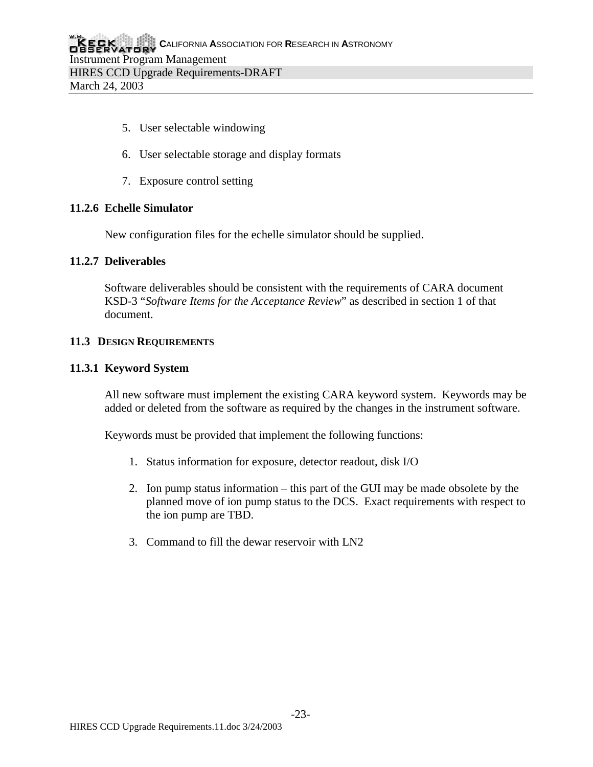5. User selectable windowing

6. User selectable storage and display formats

7. Exposure control setting

### 11.2.6 Echelle Simulator

New configuration files for the echelle simulator should be supplied.

### 11.2.7 Deliverables

Software deliverables should be consistent with the requirements of CARA document KSD-3 "*Software Items for the Acceptance Review*" as described in section 1 of that document.

## 11.3 DESIGN REQUIREMENTS

### 11.3.1 Keyword System

All new software must implement the existing CARA keyword system. Keywords may be added or deleted from the software as required by the changes in the instrument software.

Keywords must be provided that implement the following functions:

1. Status information for exposure, detector readout, disk I/O

2. Ion pump status information – this part of the GUI may be made obsolete by the planned move of ion pump status to the DCS. Exact requirements with respect to the ion pump are TBD.

3. Command to fill the dewar reservoir with LN2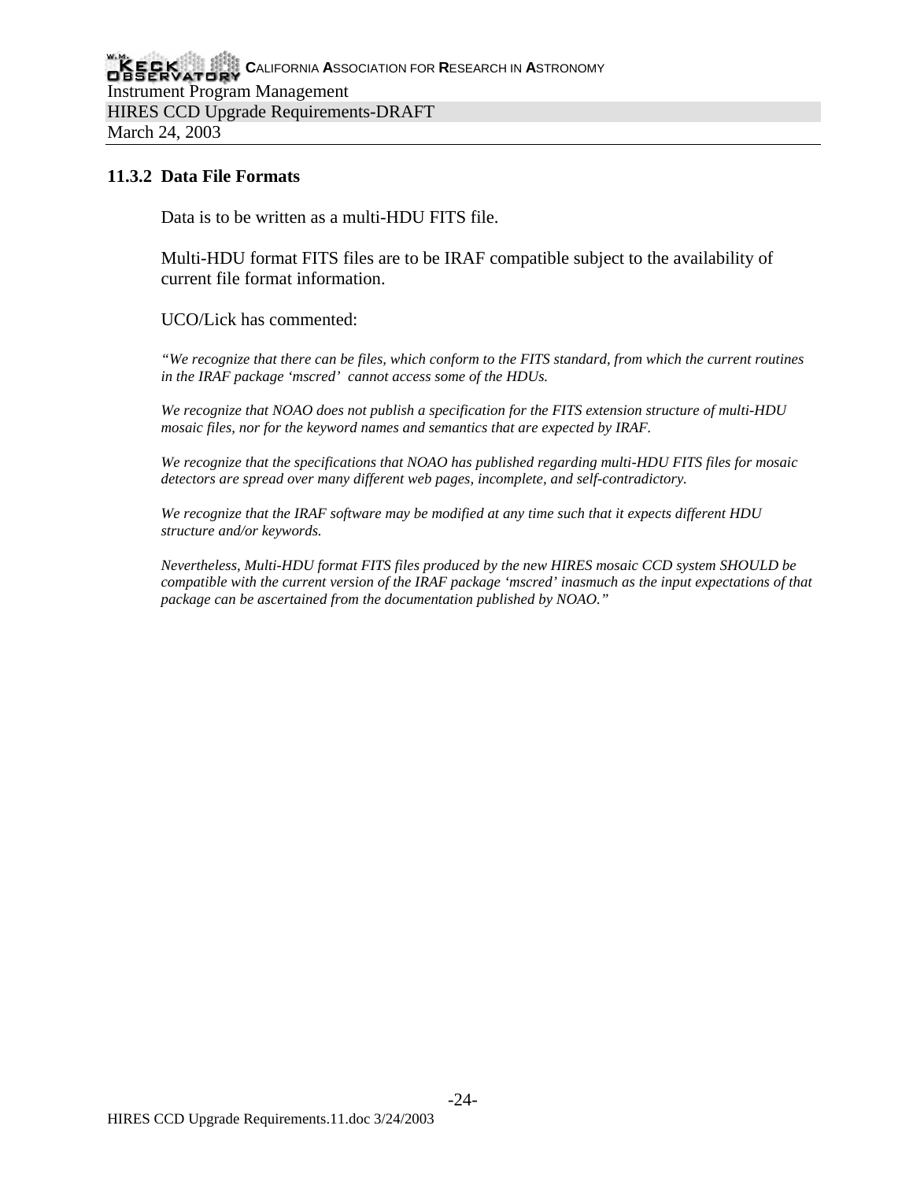### 11.3.2 Data File Formats

Data is to be written as a multi-HDU FITS file.

Multi-HDU format FITS files are to be IRAF compatible subject to the availability of current file format information.

UCO/Lick has commented:

*"We recognize that there can be files, which conform to the FITS standard, from which the current routines in the IRAF package 'mscred' cannot access some of the HDUs.*

*We recognize that NOAO does not publish a specification for the FITS extension structure of multi-HDU mosaic files, nor for the keyword names and semantics that are expected by IRAF.*

*We recognize that the specifications that NOAO has published regarding multi-HDU FITS files for mosaic detectors are spread over many different web pages, incomplete, and self-contradictory.*

*We recognize that the IRAF software may be modified at any time such that it expects different HDU structure and/or keywords.*

*Nevertheless, Multi-HDU format FITS files produced by the new HIRES mosaic CCD system SHOULD be compatible with the current version of the IRAF package 'mscred' inasmuch as the input expectations of that package can be ascertained from the documentation published by NOAO."*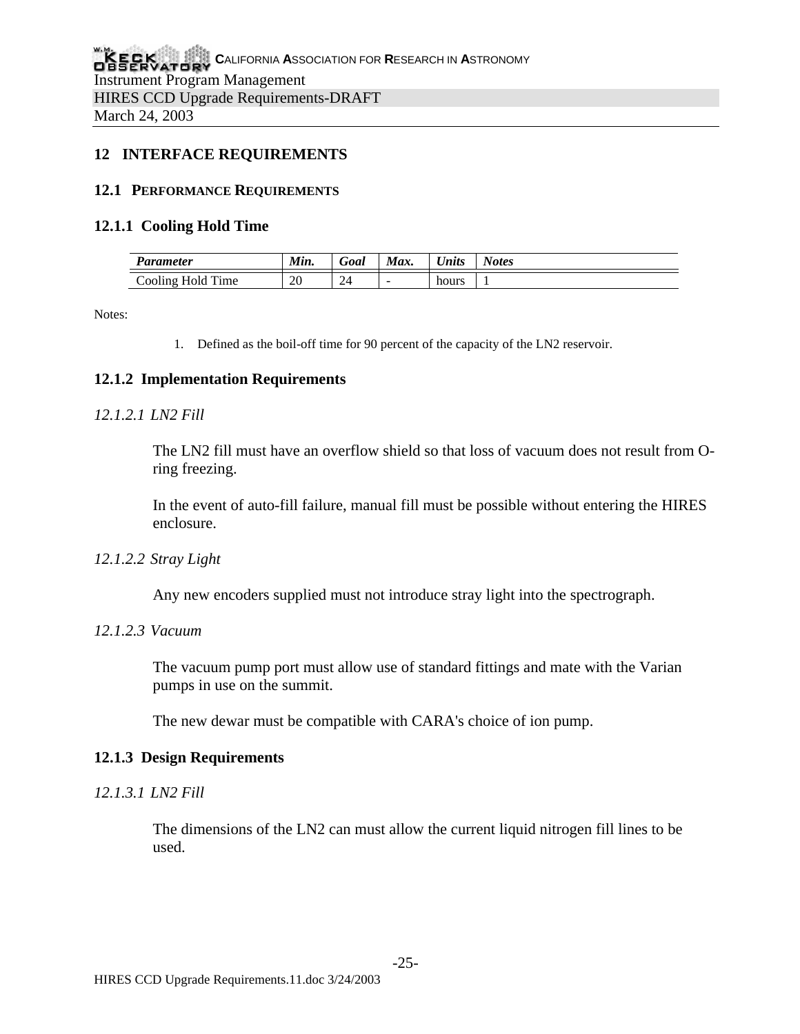# 12 INTERFACE REQUIREMENTS

## 12.1 PERFORMANCE REQUIREMENTS

### 12.1.1 Cooling Hold Time

| *Parameter* | *Min.* | *Goal* | *Max.* | *Units* | *Notes* |
|---|---|---|---|---|---|
| Cooling Hold Time | 20 | 24 | - | hours | 1 |

Notes:

1. Defined as the boil-off time for 90 percent of the capacity of the LN2 reservoir.

### 12.1.2 Implementation Requirements

#### *12.1.2.1 LN2 Fill*

The LN2 fill must have an overflow shield so that loss of vacuum does not result from O-ring freezing.

In the event of auto-fill failure, manual fill must be possible without entering the HIRES enclosure.

#### *12.1.2.2 Stray Light*

Any new encoders supplied must not introduce stray light into the spectrograph.

#### *12.1.2.3 Vacuum*

The vacuum pump port must allow use of standard fittings and mate with the Varian pumps in use on the summit.

The new dewar must be compatible with CARA's choice of ion pump.

### 12.1.3 Design Requirements

#### *12.1.3.1 LN2 Fill*

The dimensions of the LN2 can must allow the current liquid nitrogen fill lines to be used.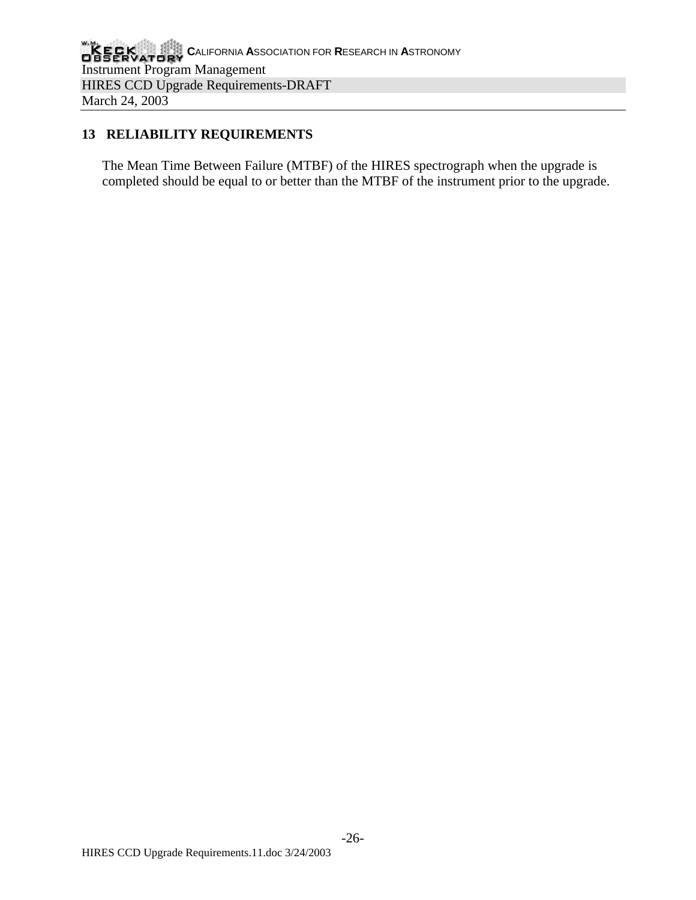## 13 RELIABILITY REQUIREMENTS

The Mean Time Between Failure (MTBF) of the HIRES spectrograph when the upgrade is completed should be equal to or better than the MTBF of the instrument prior to the upgrade.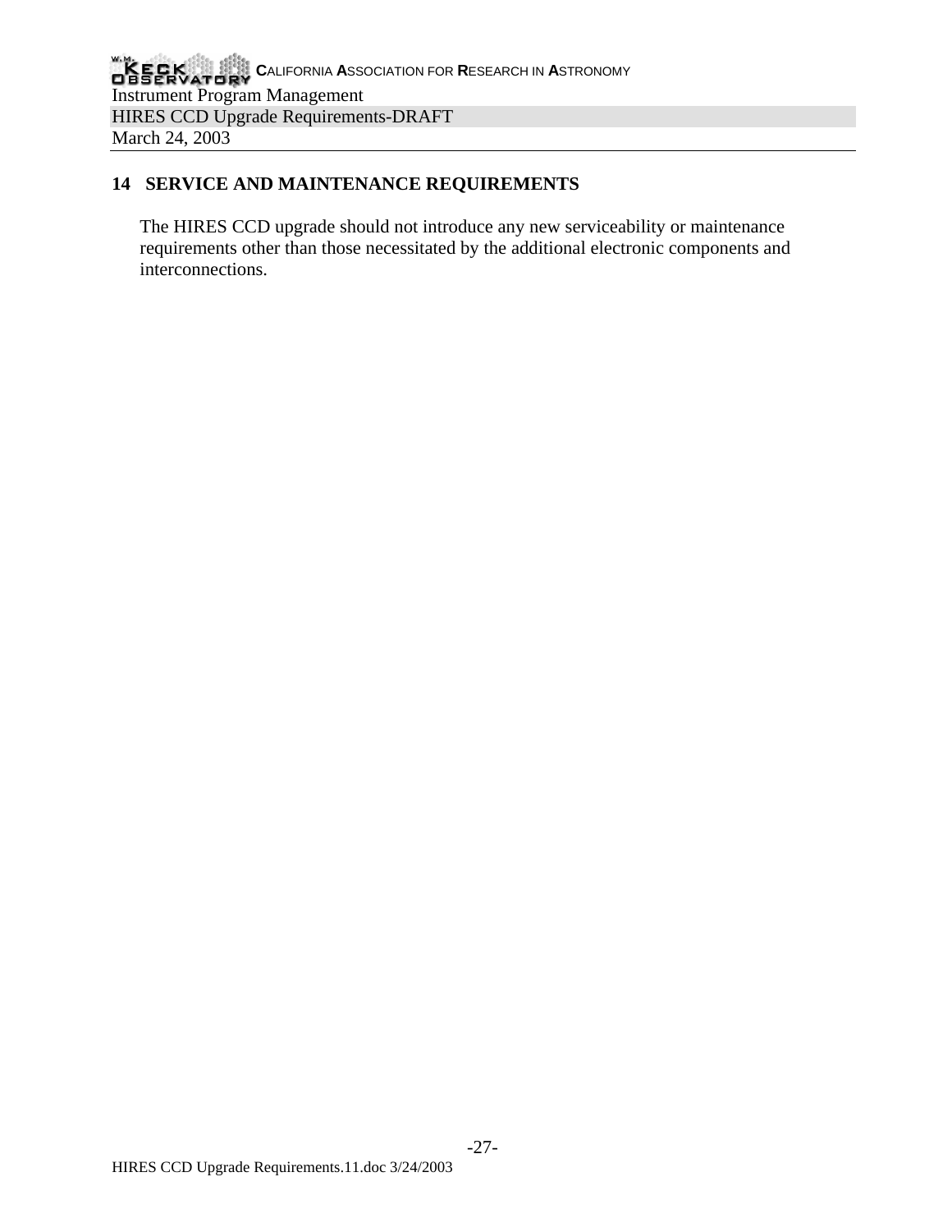## 14 SERVICE AND MAINTENANCE REQUIREMENTS

The HIRES CCD upgrade should not introduce any new serviceability or maintenance requirements other than those necessitated by the additional electronic components and interconnections.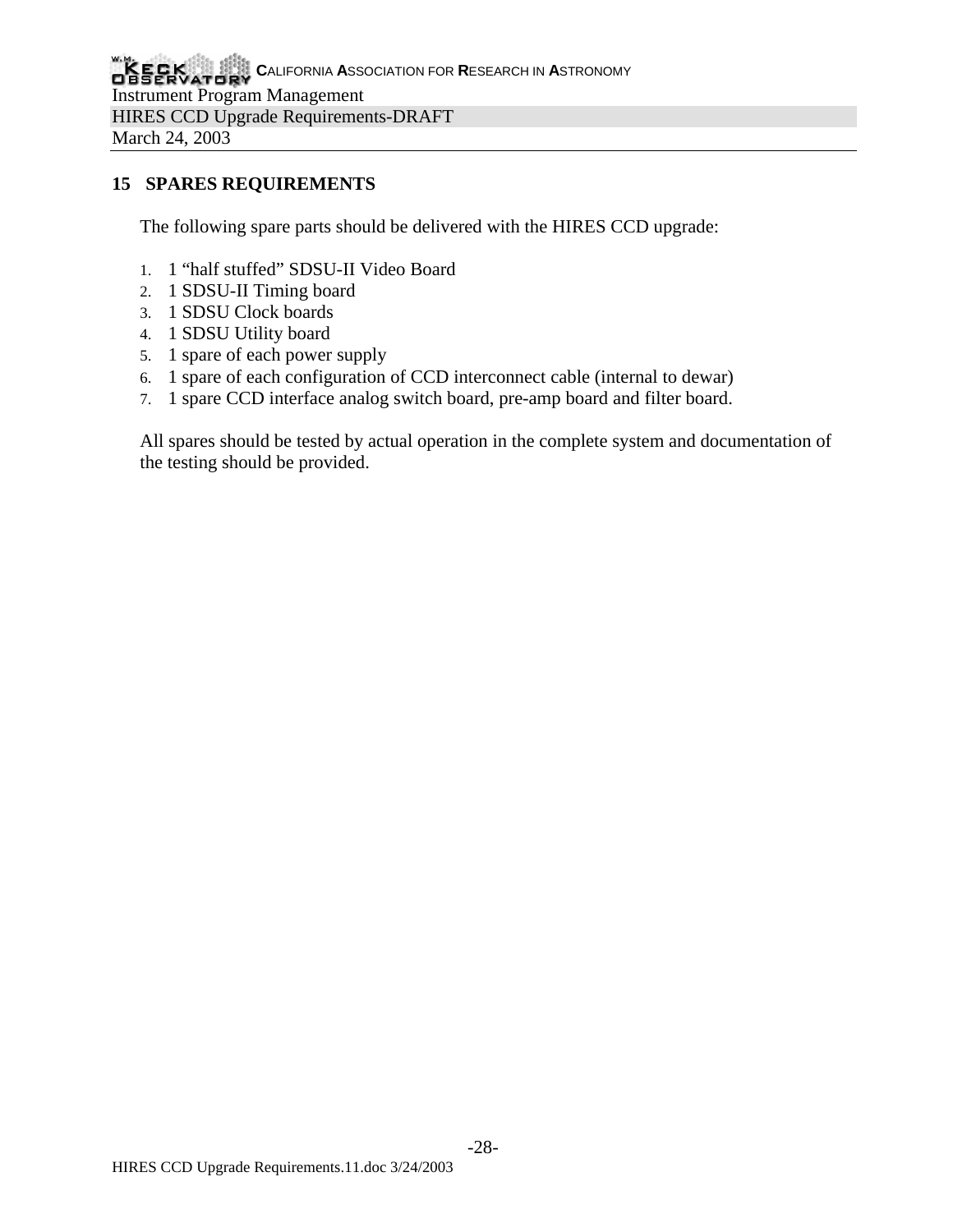## 15 SPARES REQUIREMENTS

The following spare parts should be delivered with the HIRES CCD upgrade:

1. 1 "half stuffed" SDSU-II Video Board
2. 1 SDSU-II Timing board
3. 1 SDSU Clock boards
4. 1 SDSU Utility board
5. 1 spare of each power supply
6. 1 spare of each configuration of CCD interconnect cable (internal to dewar)
7. 1 spare CCD interface analog switch board, pre-amp board and filter board.

All spares should be tested by actual operation in the complete system and documentation of the testing should be provided.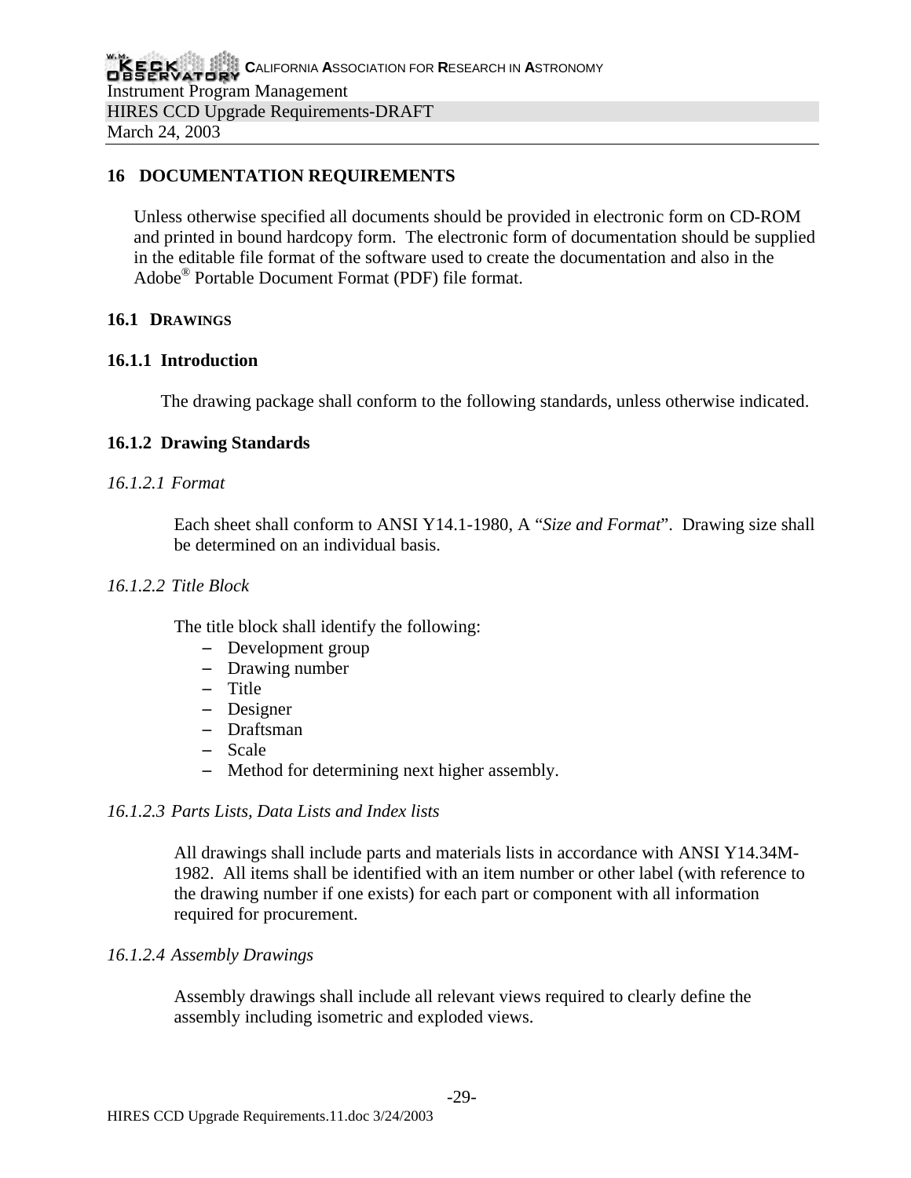# 16 DOCUMENTATION REQUIREMENTS

Unless otherwise specified all documents should be provided in electronic form on CD-ROM and printed in bound hardcopy form. The electronic form of documentation should be supplied in the editable file format of the software used to create the documentation and also in the Adobe® Portable Document Format (PDF) file format.

## 16.1 DRAWINGS

### 16.1.1 Introduction

The drawing package shall conform to the following standards, unless otherwise indicated.

### 16.1.2 Drawing Standards

#### *16.1.2.1 Format*

Each sheet shall conform to ANSI Y14.1-1980, A "*Size and Format*". Drawing size shall be determined on an individual basis.

#### *16.1.2.2 Title Block*

The title block shall identify the following:

- Development group
- Drawing number
- Title
- Designer
- Draftsman
- Scale
- Method for determining next higher assembly.

#### *16.1.2.3 Parts Lists, Data Lists and Index lists*

All drawings shall include parts and materials lists in accordance with ANSI Y14.34M-1982. All items shall be identified with an item number or other label (with reference to the drawing number if one exists) for each part or component with all information required for procurement.

#### *16.1.2.4 Assembly Drawings*

Assembly drawings shall include all relevant views required to clearly define the assembly including isometric and exploded views.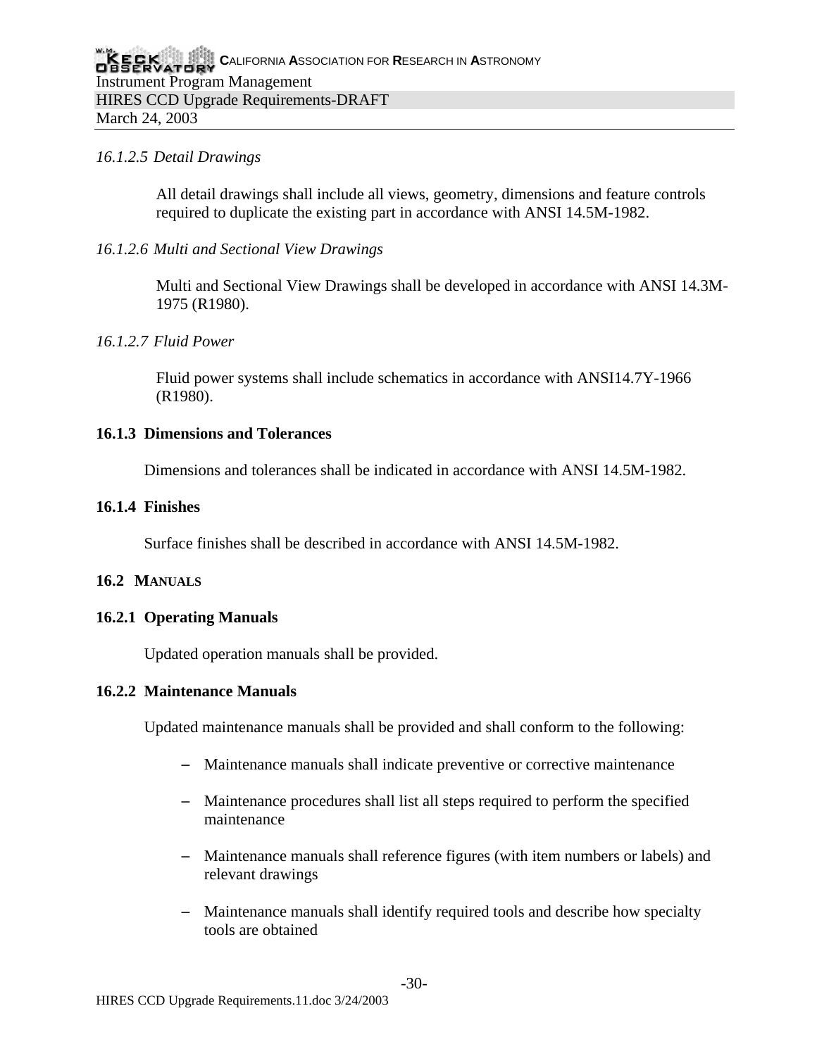*16.1.2.5 Detail Drawings*

All detail drawings shall include all views, geometry, dimensions and feature controls required to duplicate the existing part in accordance with ANSI 14.5M-1982.

*16.1.2.6 Multi and Sectional View Drawings*

Multi and Sectional View Drawings shall be developed in accordance with ANSI 14.3M-1975 (R1980).

*16.1.2.7 Fluid Power*

Fluid power systems shall include schematics in accordance with ANSI14.7Y-1966 (R1980).

### 16.1.3 Dimensions and Tolerances

Dimensions and tolerances shall be indicated in accordance with ANSI 14.5M-1982.

### 16.1.4 Finishes

Surface finishes shall be described in accordance with ANSI 14.5M-1982.

## 16.2 MANUALS

### 16.2.1 Operating Manuals

Updated operation manuals shall be provided.

### 16.2.2 Maintenance Manuals

Updated maintenance manuals shall be provided and shall conform to the following:

- Maintenance manuals shall indicate preventive or corrective maintenance
- Maintenance procedures shall list all steps required to perform the specified maintenance
- Maintenance manuals shall reference figures (with item numbers or labels) and relevant drawings
- Maintenance manuals shall identify required tools and describe how specialty tools are obtained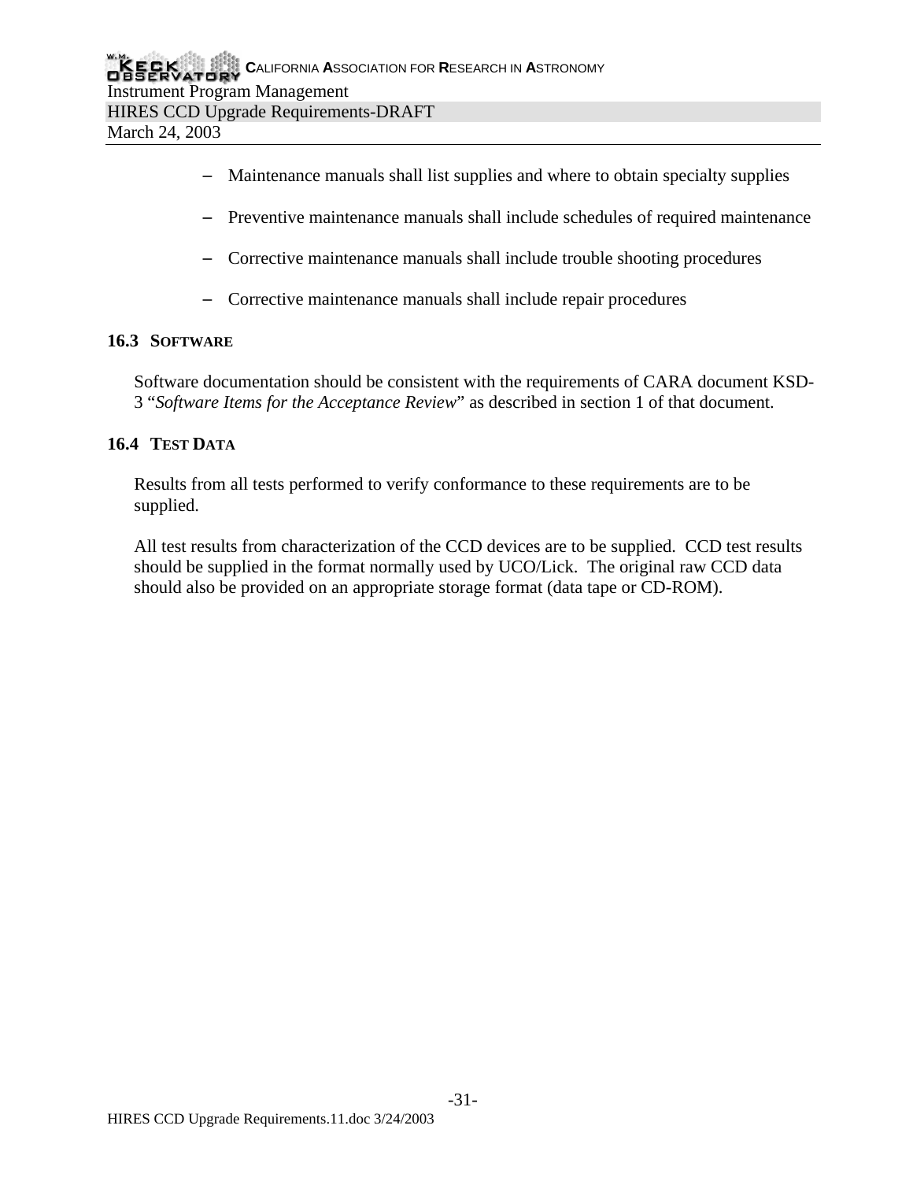- Maintenance manuals shall list supplies and where to obtain specialty supplies
- Preventive maintenance manuals shall include schedules of required maintenance
- Corrective maintenance manuals shall include trouble shooting procedures
- Corrective maintenance manuals shall include repair procedures

### 16.3 SOFTWARE

Software documentation should be consistent with the requirements of CARA document KSD-3 "*Software Items for the Acceptance Review*" as described in section 1 of that document.

### 16.4 TEST DATA

Results from all tests performed to verify conformance to these requirements are to be supplied.

All test results from characterization of the CCD devices are to be supplied. CCD test results should be supplied in the format normally used by UCO/Lick. The original raw CCD data should also be provided on an appropriate storage format (data tape or CD-ROM).